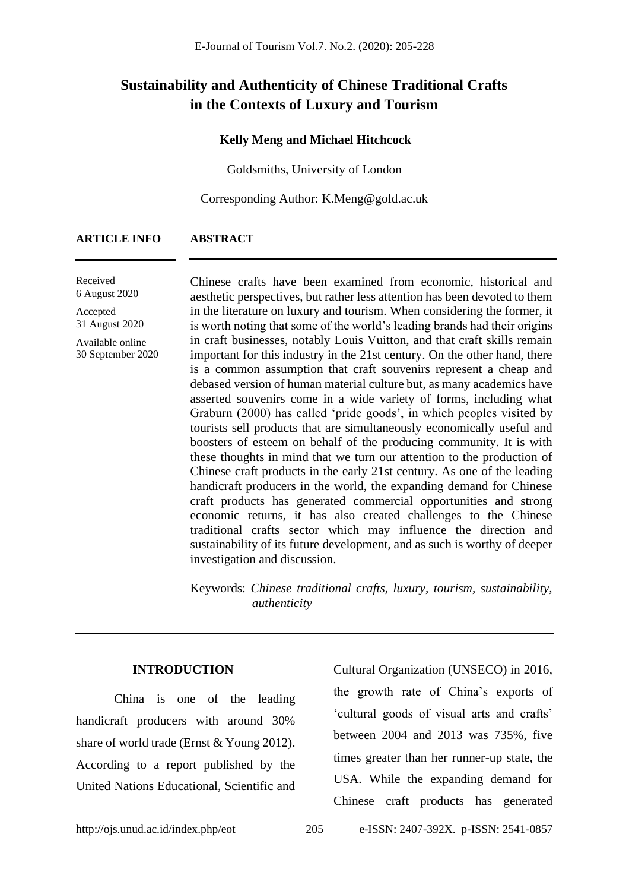# Sustainability and Authenticity of Chinese Traditional Crafts in the Contexts of Luxury and Tourism

**Kelly Meng and Michael Hitchcock**

Goldsmiths, University of London

Corresponding Author: K.Meng@gold.ac.uk

**ARTICLE INFO**

Received
6 August 2020

Accepted
31 August 2020

Available online
30 September 2020

**ABSTRACT**

Chinese crafts have been examined from economic, historical and aesthetic perspectives, but rather less attention has been devoted to them in the literature on luxury and tourism. When considering the former, it is worth noting that some of the world's leading brands had their origins in craft businesses, notably Louis Vuitton, and that craft skills remain important for this industry in the 21st century. On the other hand, there is a common assumption that craft souvenirs represent a cheap and debased version of human material culture but, as many academics have asserted souvenirs come in a wide variety of forms, including what Graburn (2000) has called 'pride goods', in which peoples visited by tourists sell products that are simultaneously economically useful and boosters of esteem on behalf of the producing community. It is with these thoughts in mind that we turn our attention to the production of Chinese craft products in the early 21st century. As one of the leading handicraft producers in the world, the expanding demand for Chinese craft products has generated commercial opportunities and strong economic returns, it has also created challenges to the Chinese traditional crafts sector which may influence the direction and sustainability of its future development, and as such is worthy of deeper investigation and discussion.

Keywords: *Chinese traditional crafts, luxury, tourism, sustainability, authenticity*

## INTRODUCTION

China is one of the leading handicraft producers with around 30% share of world trade (Ernst & Young 2012). According to a report published by the United Nations Educational, Scientific and Cultural Organization (UNSECO) in 2016, the growth rate of China's exports of 'cultural goods of visual arts and crafts' between 2004 and 2013 was 735%, five times greater than her runner-up state, the USA. While the expanding demand for Chinese craft products has generated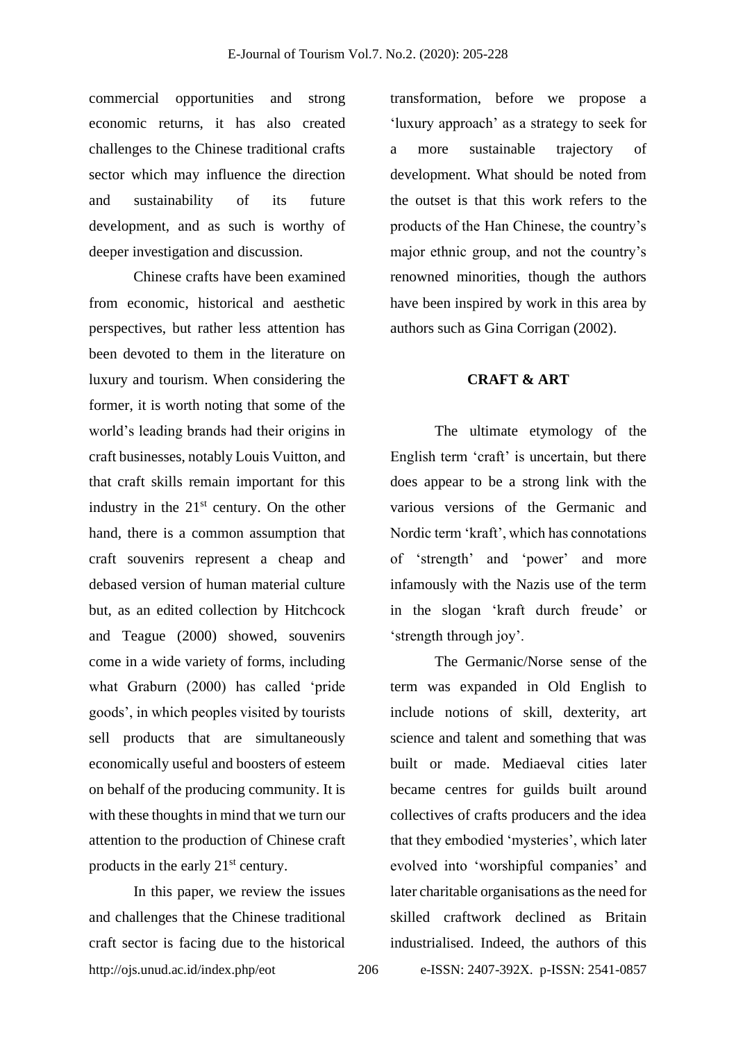commercial opportunities and strong economic returns, it has also created challenges to the Chinese traditional crafts sector which may influence the direction and sustainability of its future development, and as such is worthy of deeper investigation and discussion.

Chinese crafts have been examined from economic, historical and aesthetic perspectives, but rather less attention has been devoted to them in the literature on luxury and tourism. When considering the former, it is worth noting that some of the world's leading brands had their origins in craft businesses, notably Louis Vuitton, and that craft skills remain important for this industry in the 21st century. On the other hand, there is a common assumption that craft souvenirs represent a cheap and debased version of human material culture but, as an edited collection by Hitchcock and Teague (2000) showed, souvenirs come in a wide variety of forms, including what Graburn (2000) has called 'pride goods', in which peoples visited by tourists sell products that are simultaneously economically useful and boosters of esteem on behalf of the producing community. It is with these thoughts in mind that we turn our attention to the production of Chinese craft products in the early 21st century.

In this paper, we review the issues and challenges that the Chinese traditional craft sector is facing due to the historical transformation, before we propose a 'luxury approach' as a strategy to seek for a more sustainable trajectory of development. What should be noted from the outset is that this work refers to the products of the Han Chinese, the country's major ethnic group, and not the country's renowned minorities, though the authors have been inspired by work in this area by authors such as Gina Corrigan (2002).

## CRAFT & ART

The ultimate etymology of the English term 'craft' is uncertain, but there does appear to be a strong link with the various versions of the Germanic and Nordic term 'kraft', which has connotations of 'strength' and 'power' and more infamously with the Nazis use of the term in the slogan 'kraft durch freude' or 'strength through joy'.

The Germanic/Norse sense of the term was expanded in Old English to include notions of skill, dexterity, art science and talent and something that was built or made. Mediaeval cities later became centres for guilds built around collectives of crafts producers and the idea that they embodied 'mysteries', which later evolved into 'worshipful companies' and later charitable organisations as the need for skilled craftwork declined as Britain industrialised. Indeed, the authors of this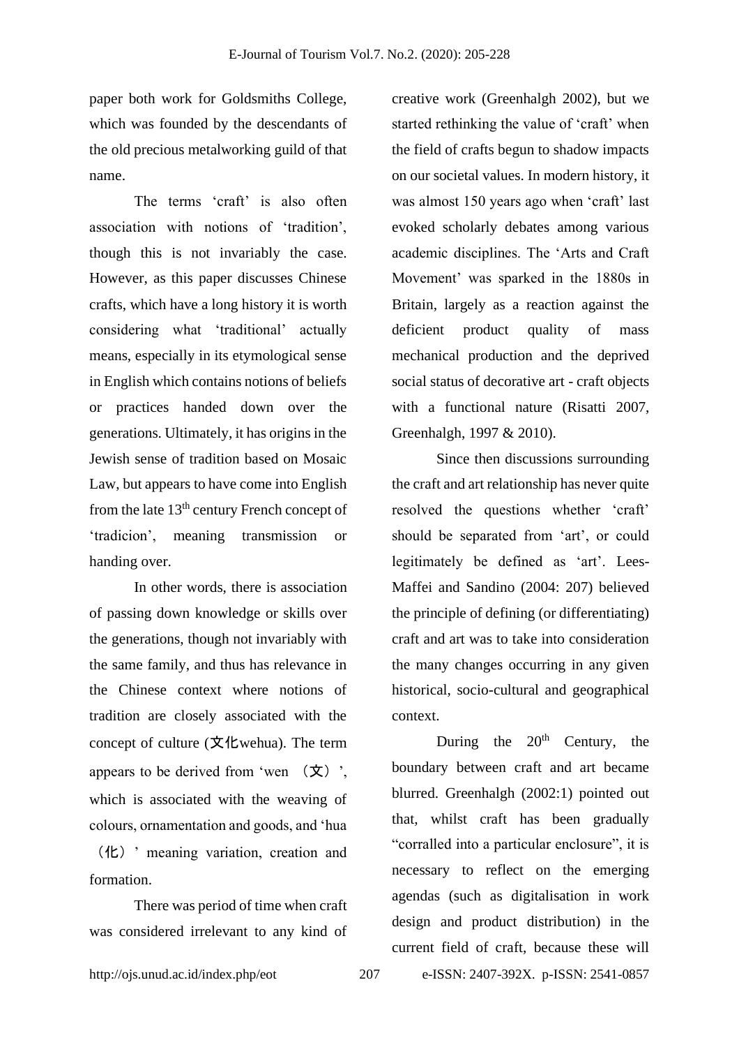paper both work for Goldsmiths College, which was founded by the descendants of the old precious metalworking guild of that name.

The terms 'craft' is also often association with notions of 'tradition', though this is not invariably the case. However, as this paper discusses Chinese crafts, which have a long history it is worth considering what 'traditional' actually means, especially in its etymological sense in English which contains notions of beliefs or practices handed down over the generations. Ultimately, it has origins in the Jewish sense of tradition based on Mosaic Law, but appears to have come into English from the late 13th century French concept of 'tradicion', meaning transmission or handing over.

In other words, there is association of passing down knowledge or skills over the generations, though not invariably with the same family, and thus has relevance in the Chinese context where notions of tradition are closely associated with the concept of culture (文化wehua). The term appears to be derived from 'wen （文）', which is associated with the weaving of colours, ornamentation and goods, and 'hua （化）' meaning variation, creation and formation.

There was period of time when craft was considered irrelevant to any kind of creative work (Greenhalgh 2002), but we started rethinking the value of 'craft' when the field of crafts begun to shadow impacts on our societal values. In modern history, it was almost 150 years ago when 'craft' last evoked scholarly debates among various academic disciplines. The 'Arts and Craft Movement' was sparked in the 1880s in Britain, largely as a reaction against the deficient product quality of mass mechanical production and the deprived social status of decorative art - craft objects with a functional nature (Risatti 2007, Greenhalgh, 1997 & 2010).

Since then discussions surrounding the craft and art relationship has never quite resolved the questions whether 'craft' should be separated from 'art', or could legitimately be defined as 'art'. Lees-Maffei and Sandino (2004: 207) believed the principle of defining (or differentiating) craft and art was to take into consideration the many changes occurring in any given historical, socio-cultural and geographical context.

During the 20th Century, the boundary between craft and art became blurred. Greenhalgh (2002:1) pointed out that, whilst craft has been gradually "corralled into a particular enclosure", it is necessary to reflect on the emerging agendas (such as digitalisation in work design and product distribution) in the current field of craft, because these will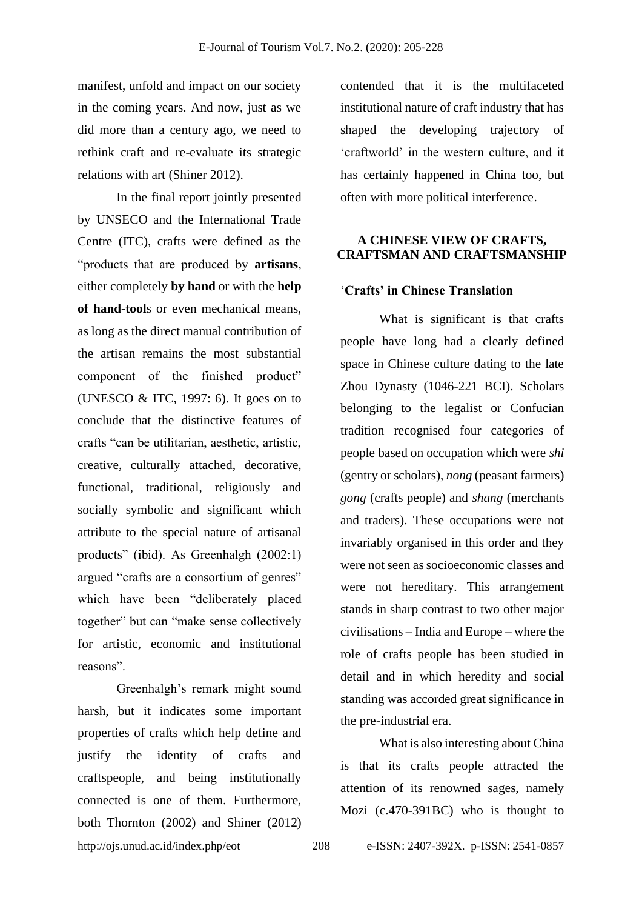manifest, unfold and impact on our society in the coming years. And now, just as we did more than a century ago, we need to rethink craft and re-evaluate its strategic relations with art (Shiner 2012).

In the final report jointly presented by UNSECO and the International Trade Centre (ITC), crafts were defined as the "products that are produced by **artisans**, either completely **by hand** or with the **help of hand-tool**s or even mechanical means, as long as the direct manual contribution of the artisan remains the most substantial component of the finished product" (UNESCO & ITC, 1997: 6). It goes on to conclude that the distinctive features of crafts "can be utilitarian, aesthetic, artistic, creative, culturally attached, decorative, functional, traditional, religiously and socially symbolic and significant which attribute to the special nature of artisanal products" (ibid). As Greenhalgh (2002:1) argued "crafts are a consortium of genres" which have been "deliberately placed together" but can "make sense collectively for artistic, economic and institutional reasons".

Greenhalgh's remark might sound harsh, but it indicates some important properties of crafts which help define and justify the identity of crafts and craftspeople, and being institutionally connected is one of them. Furthermore, both Thornton (2002) and Shiner (2012) contended that it is the multifaceted institutional nature of craft industry that has shaped the developing trajectory of 'craftworld' in the western culture, and it has certainly happened in China too, but often with more political interference.

## A CHINESE VIEW OF CRAFTS, CRAFTSMAN AND CRAFTSMANSHIP

### 'Crafts' in Chinese Translation

What is significant is that crafts people have long had a clearly defined space in Chinese culture dating to the late Zhou Dynasty (1046-221 BCI). Scholars belonging to the legalist or Confucian tradition recognised four categories of people based on occupation which were *shi* (gentry or scholars), *nong* (peasant farmers) *gong* (crafts people) and *shang* (merchants and traders). These occupations were not invariably organised in this order and they were not seen as socioeconomic classes and were not hereditary. This arrangement stands in sharp contrast to two other major civilisations – India and Europe – where the role of crafts people has been studied in detail and in which heredity and social standing was accorded great significance in the pre-industrial era.

What is also interesting about China is that its crafts people attracted the attention of its renowned sages, namely Mozi (c.470-391BC) who is thought to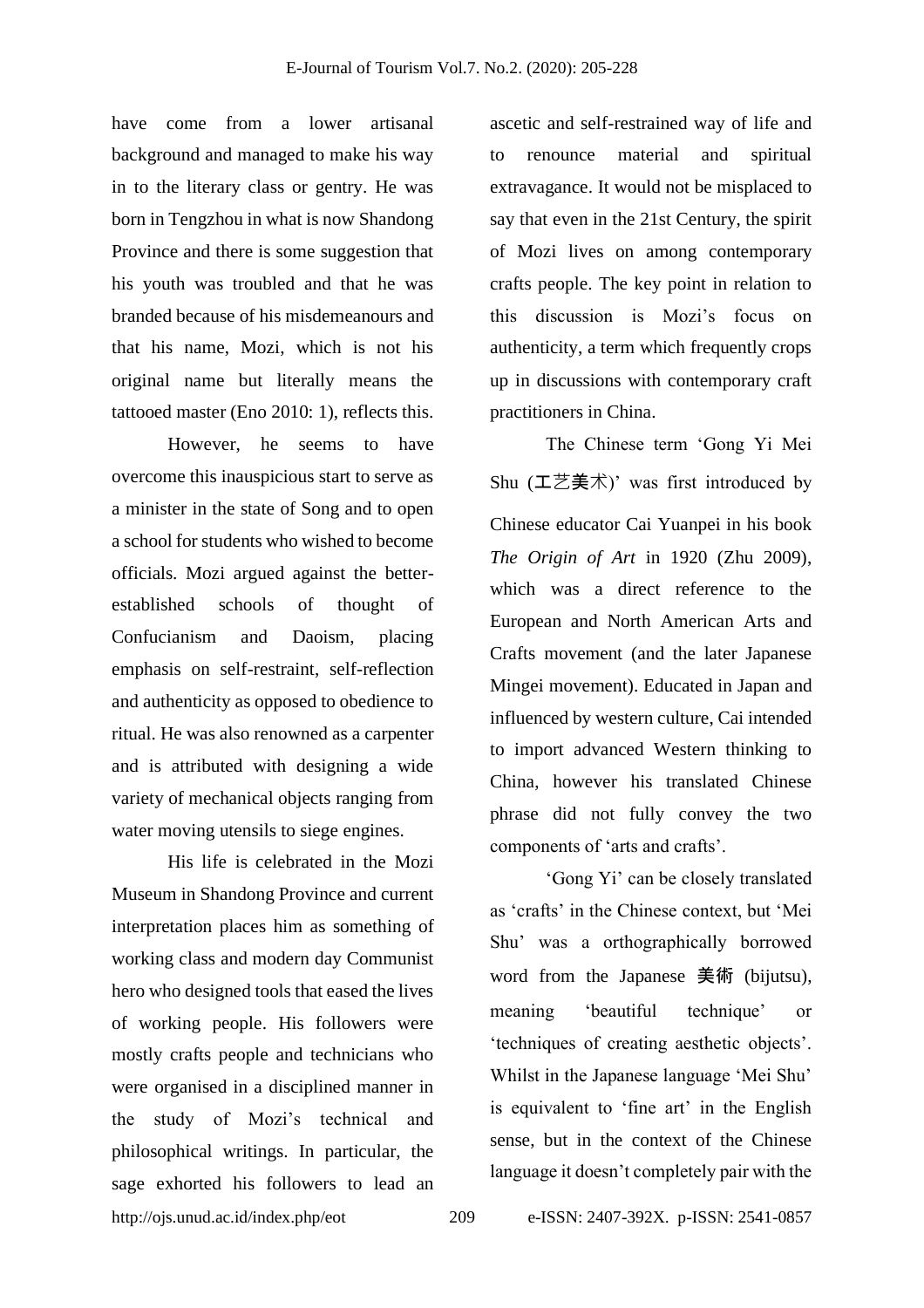have come from a lower artisanal background and managed to make his way in to the literary class or gentry. He was born in Tengzhou in what is now Shandong Province and there is some suggestion that his youth was troubled and that he was branded because of his misdemeanours and that his name, Mozi, which is not his original name but literally means the tattooed master (Eno 2010: 1), reflects this.

However, he seems to have overcome this inauspicious start to serve as a minister in the state of Song and to open a school for students who wished to become officials. Mozi argued against the better-established schools of thought of Confucianism and Daoism, placing emphasis on self-restraint, self-reflection and authenticity as opposed to obedience to ritual. He was also renowned as a carpenter and is attributed with designing a wide variety of mechanical objects ranging from water moving utensils to siege engines.

His life is celebrated in the Mozi Museum in Shandong Province and current interpretation places him as something of working class and modern day Communist hero who designed tools that eased the lives of working people. His followers were mostly crafts people and technicians who were organised in a disciplined manner in the study of Mozi's technical and philosophical writings. In particular, the sage exhorted his followers to lead an ascetic and self-restrained way of life and to renounce material and spiritual extravagance. It would not be misplaced to say that even in the 21st Century, the spirit of Mozi lives on among contemporary crafts people. The key point in relation to this discussion is Mozi's focus on authenticity, a term which frequently crops up in discussions with contemporary craft practitioners in China.

The Chinese term 'Gong Yi Mei Shu (工艺美术)' was first introduced by Chinese educator Cai Yuanpei in his book *The Origin of Art* in 1920 (Zhu 2009), which was a direct reference to the European and North American Arts and Crafts movement (and the later Japanese Mingei movement). Educated in Japan and influenced by western culture, Cai intended to import advanced Western thinking to China, however his translated Chinese phrase did not fully convey the two components of 'arts and crafts'.

'Gong Yi' can be closely translated as 'crafts' in the Chinese context, but 'Mei Shu' was a orthographically borrowed word from the Japanese 美術 (bijutsu), meaning 'beautiful technique' or 'techniques of creating aesthetic objects'. Whilst in the Japanese language 'Mei Shu' is equivalent to 'fine art' in the English sense, but in the context of the Chinese language it doesn't completely pair with the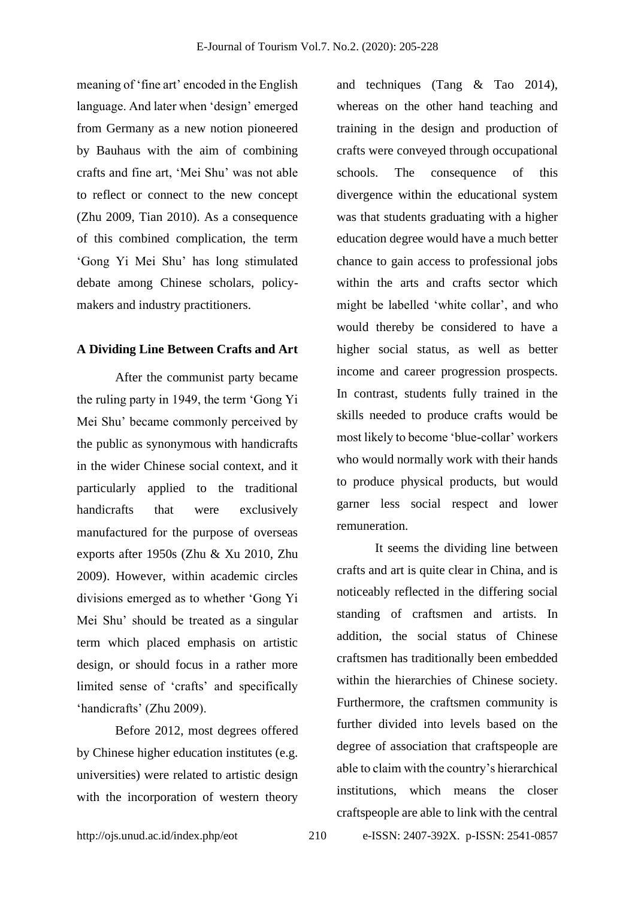meaning of 'fine art' encoded in the English language. And later when 'design' emerged from Germany as a new notion pioneered by Bauhaus with the aim of combining crafts and fine art, 'Mei Shu' was not able to reflect or connect to the new concept (Zhu 2009, Tian 2010). As a consequence of this combined complication, the term 'Gong Yi Mei Shu' has long stimulated debate among Chinese scholars, policy-makers and industry practitioners.

**A Dividing Line Between Crafts and Art**

After the communist party became the ruling party in 1949, the term 'Gong Yi Mei Shu' became commonly perceived by the public as synonymous with handicrafts in the wider Chinese social context, and it particularly applied to the traditional handicrafts that were exclusively manufactured for the purpose of overseas exports after 1950s (Zhu & Xu 2010, Zhu 2009). However, within academic circles divisions emerged as to whether 'Gong Yi Mei Shu' should be treated as a singular term which placed emphasis on artistic design, or should focus in a rather more limited sense of 'crafts' and specifically 'handicrafts' (Zhu 2009).

Before 2012, most degrees offered by Chinese higher education institutes (e.g. universities) were related to artistic design with the incorporation of western theory and techniques (Tang & Tao 2014), whereas on the other hand teaching and training in the design and production of crafts were conveyed through occupational schools. The consequence of this divergence within the educational system was that students graduating with a higher education degree would have a much better chance to gain access to professional jobs within the arts and crafts sector which might be labelled 'white collar', and who would thereby be considered to have a higher social status, as well as better income and career progression prospects. In contrast, students fully trained in the skills needed to produce crafts would be most likely to become 'blue-collar' workers who would normally work with their hands to produce physical products, but would garner less social respect and lower remuneration.

It seems the dividing line between crafts and art is quite clear in China, and is noticeably reflected in the differing social standing of craftsmen and artists. In addition, the social status of Chinese craftsmen has traditionally been embedded within the hierarchies of Chinese society. Furthermore, the craftsmen community is further divided into levels based on the degree of association that craftspeople are able to claim with the country's hierarchical institutions, which means the closer craftspeople are able to link with the central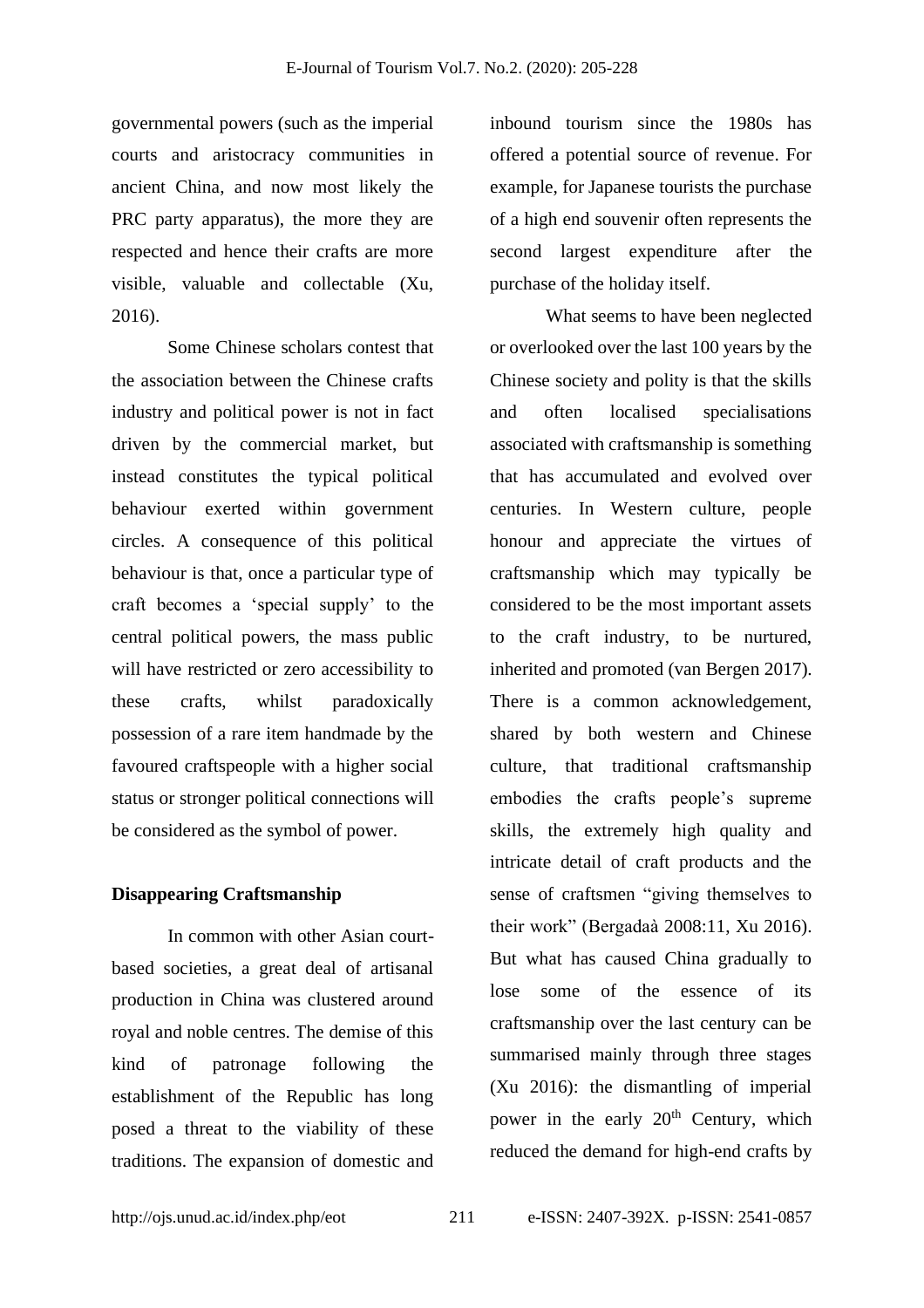governmental powers (such as the imperial courts and aristocracy communities in ancient China, and now most likely the PRC party apparatus), the more they are respected and hence their crafts are more visible, valuable and collectable (Xu, 2016).

Some Chinese scholars contest that the association between the Chinese crafts industry and political power is not in fact driven by the commercial market, but instead constitutes the typical political behaviour exerted within government circles. A consequence of this political behaviour is that, once a particular type of craft becomes a 'special supply' to the central political powers, the mass public will have restricted or zero accessibility to these crafts, whilst paradoxically possession of a rare item handmade by the favoured craftspeople with a higher social status or stronger political connections will be considered as the symbol of power.

**Disappearing Craftsmanship**

In common with other Asian court-based societies, a great deal of artisanal production in China was clustered around royal and noble centres. The demise of this kind of patronage following the establishment of the Republic has long posed a threat to the viability of these traditions. The expansion of domestic and inbound tourism since the 1980s has offered a potential source of revenue. For example, for Japanese tourists the purchase of a high end souvenir often represents the second largest expenditure after the purchase of the holiday itself.

What seems to have been neglected or overlooked over the last 100 years by the Chinese society and polity is that the skills and often localised specialisations associated with craftsmanship is something that has accumulated and evolved over centuries. In Western culture, people honour and appreciate the virtues of craftsmanship which may typically be considered to be the most important assets to the craft industry, to be nurtured, inherited and promoted (van Bergen 2017). There is a common acknowledgement, shared by both western and Chinese culture, that traditional craftsmanship embodies the crafts people's supreme skills, the extremely high quality and intricate detail of craft products and the sense of craftsmen "giving themselves to their work" (Bergadaà 2008:11, Xu 2016). But what has caused China gradually to lose some of the essence of its craftsmanship over the last century can be summarised mainly through three stages (Xu 2016): the dismantling of imperial power in the early 20th Century, which reduced the demand for high-end crafts by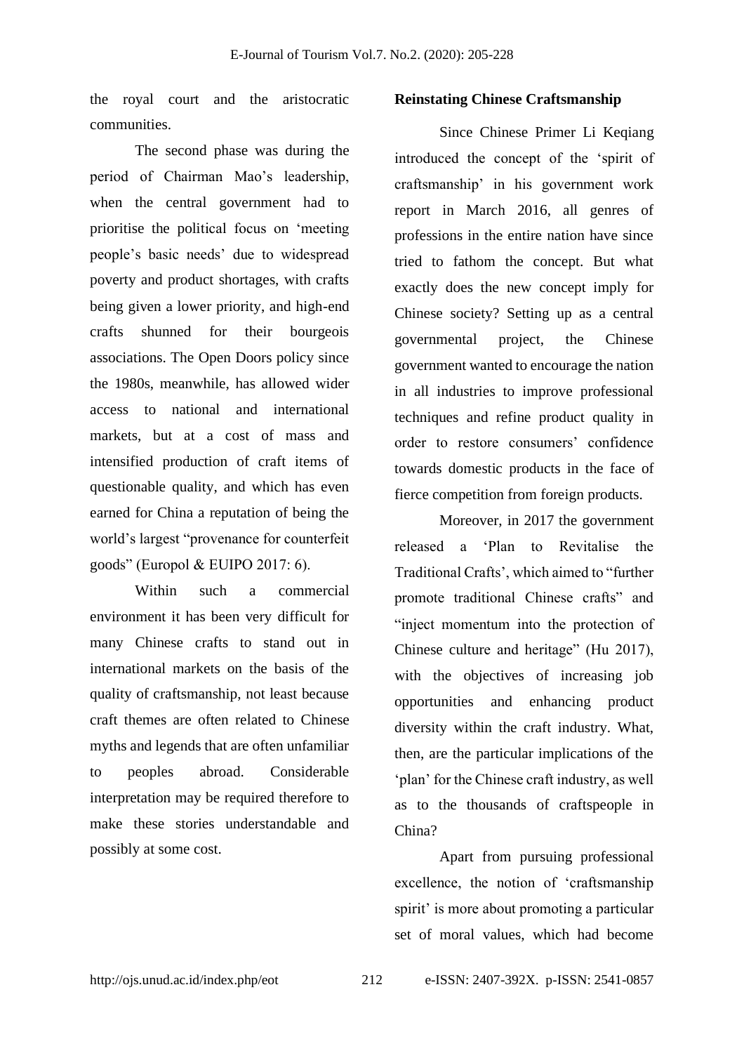the royal court and the aristocratic communities.

The second phase was during the period of Chairman Mao's leadership, when the central government had to prioritise the political focus on 'meeting people's basic needs' due to widespread poverty and product shortages, with crafts being given a lower priority, and high-end crafts shunned for their bourgeois associations. The Open Doors policy since the 1980s, meanwhile, has allowed wider access to national and international markets, but at a cost of mass and intensified production of craft items of questionable quality, and which has even earned for China a reputation of being the world's largest "provenance for counterfeit goods" (Europol & EUIPO 2017: 6).

Within such a commercial environment it has been very difficult for many Chinese crafts to stand out in international markets on the basis of the quality of craftsmanship, not least because craft themes are often related to Chinese myths and legends that are often unfamiliar to peoples abroad. Considerable interpretation may be required therefore to make these stories understandable and possibly at some cost.

**Reinstating Chinese Craftsmanship**

Since Chinese Primer Li Keqiang introduced the concept of the 'spirit of craftsmanship' in his government work report in March 2016, all genres of professions in the entire nation have since tried to fathom the concept. But what exactly does the new concept imply for Chinese society? Setting up as a central governmental project, the Chinese government wanted to encourage the nation in all industries to improve professional techniques and refine product quality in order to restore consumers' confidence towards domestic products in the face of fierce competition from foreign products.

Moreover, in 2017 the government released a 'Plan to Revitalise the Traditional Crafts', which aimed to "further promote traditional Chinese crafts" and "inject momentum into the protection of Chinese culture and heritage" (Hu 2017), with the objectives of increasing job opportunities and enhancing product diversity within the craft industry. What, then, are the particular implications of the 'plan' for the Chinese craft industry, as well as to the thousands of craftspeople in China?

Apart from pursuing professional excellence, the notion of 'craftsmanship spirit' is more about promoting a particular set of moral values, which had become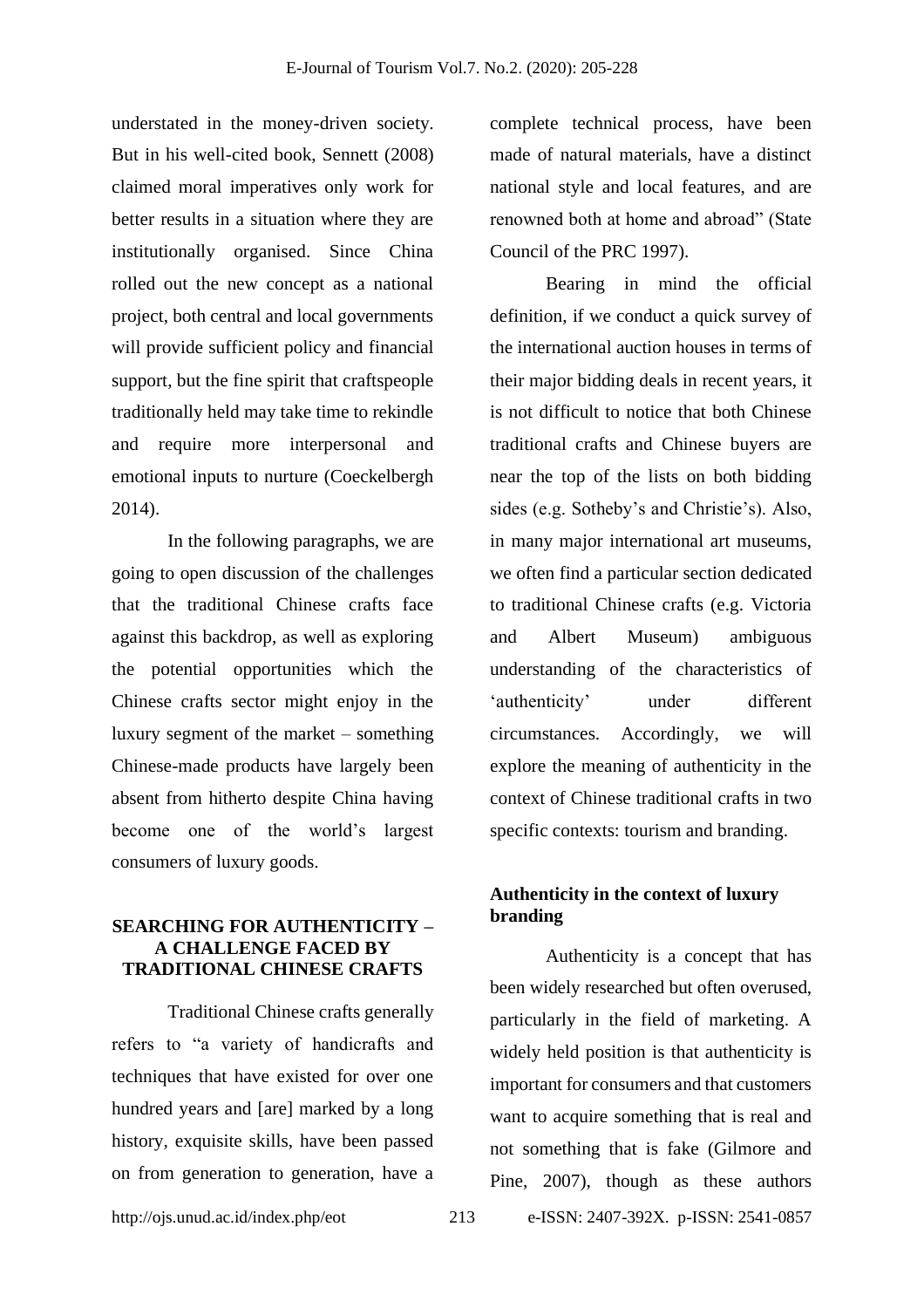understated in the money-driven society. But in his well-cited book, Sennett (2008) claimed moral imperatives only work for better results in a situation where they are institutionally organised. Since China rolled out the new concept as a national project, both central and local governments will provide sufficient policy and financial support, but the fine spirit that craftspeople traditionally held may take time to rekindle and require more interpersonal and emotional inputs to nurture (Coeckelbergh 2014).

In the following paragraphs, we are going to open discussion of the challenges that the traditional Chinese crafts face against this backdrop, as well as exploring the potential opportunities which the Chinese crafts sector might enjoy in the luxury segment of the market – something Chinese-made products have largely been absent from hitherto despite China having become one of the world's largest consumers of luxury goods.

## SEARCHING FOR AUTHENTICITY – A CHALLENGE FACED BY TRADITIONAL CHINESE CRAFTS

Traditional Chinese crafts generally refers to "a variety of handicrafts and techniques that have existed for over one hundred years and [are] marked by a long history, exquisite skills, have been passed on from generation to generation, have a complete technical process, have been made of natural materials, have a distinct national style and local features, and are renowned both at home and abroad" (State Council of the PRC 1997).

Bearing in mind the official definition, if we conduct a quick survey of the international auction houses in terms of their major bidding deals in recent years, it is not difficult to notice that both Chinese traditional crafts and Chinese buyers are near the top of the lists on both bidding sides (e.g. Sotheby's and Christie's). Also, in many major international art museums, we often find a particular section dedicated to traditional Chinese crafts (e.g. Victoria and Albert Museum) ambiguous understanding of the characteristics of 'authenticity' under different circumstances. Accordingly, we will explore the meaning of authenticity in the context of Chinese traditional crafts in two specific contexts: tourism and branding.

### Authenticity in the context of luxury branding

Authenticity is a concept that has been widely researched but often overused, particularly in the field of marketing. A widely held position is that authenticity is important for consumers and that customers want to acquire something that is real and not something that is fake (Gilmore and Pine, 2007), though as these authors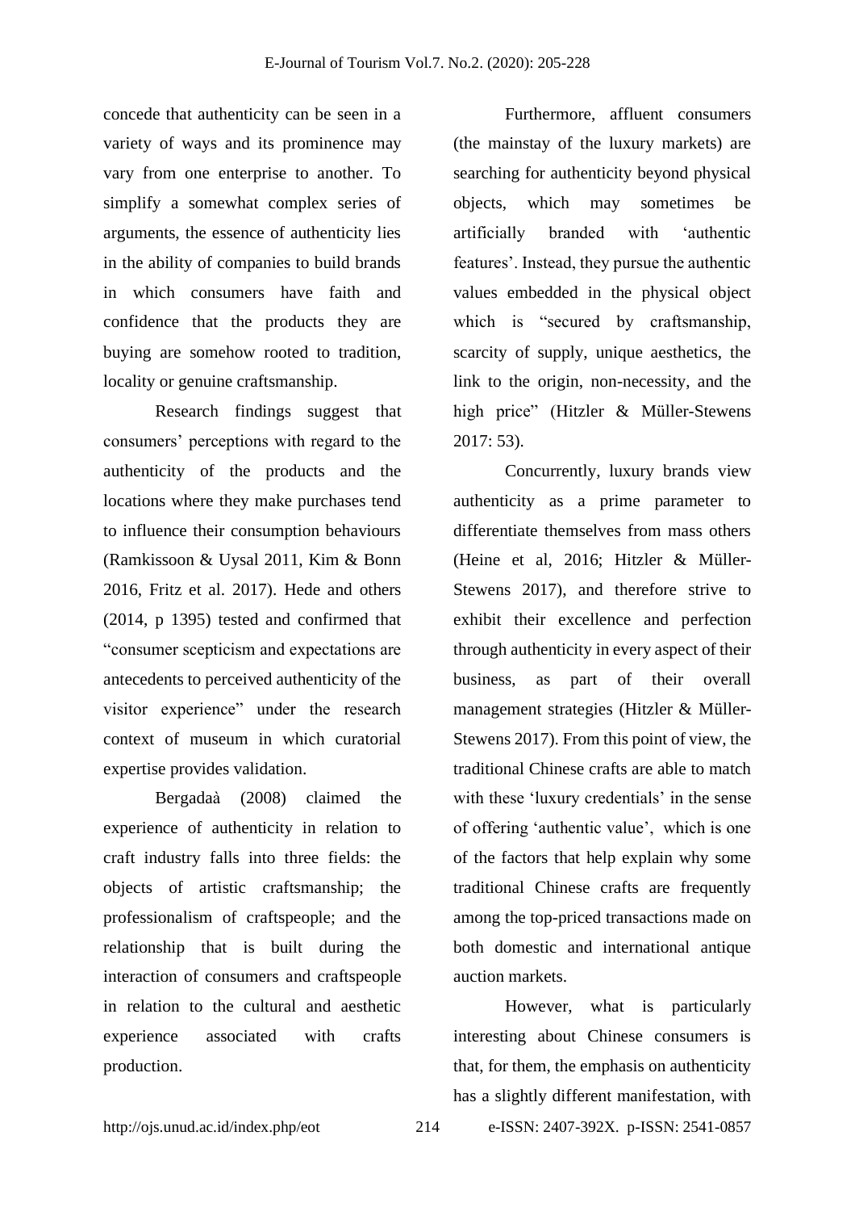concede that authenticity can be seen in a variety of ways and its prominence may vary from one enterprise to another. To simplify a somewhat complex series of arguments, the essence of authenticity lies in the ability of companies to build brands in which consumers have faith and confidence that the products they are buying are somehow rooted to tradition, locality or genuine craftsmanship.

Research findings suggest that consumers' perceptions with regard to the authenticity of the products and the locations where they make purchases tend to influence their consumption behaviours (Ramkissoon & Uysal 2011, Kim & Bonn 2016, Fritz et al. 2017). Hede and others (2014, p 1395) tested and confirmed that "consumer scepticism and expectations are antecedents to perceived authenticity of the visitor experience" under the research context of museum in which curatorial expertise provides validation.

Bergadaà (2008) claimed the experience of authenticity in relation to craft industry falls into three fields: the objects of artistic craftsmanship; the professionalism of craftspeople; and the relationship that is built during the interaction of consumers and craftspeople in relation to the cultural and aesthetic experience associated with crafts production.

Furthermore, affluent consumers (the mainstay of the luxury markets) are searching for authenticity beyond physical objects, which may sometimes be artificially branded with 'authentic features'. Instead, they pursue the authentic values embedded in the physical object which is "secured by craftsmanship, scarcity of supply, unique aesthetics, the link to the origin, non-necessity, and the high price" (Hitzler & Müller-Stewens 2017: 53).

Concurrently, luxury brands view authenticity as a prime parameter to differentiate themselves from mass others (Heine et al, 2016; Hitzler & Müller-Stewens 2017), and therefore strive to exhibit their excellence and perfection through authenticity in every aspect of their business, as part of their overall management strategies (Hitzler & Müller-Stewens 2017). From this point of view, the traditional Chinese crafts are able to match with these 'luxury credentials' in the sense of offering 'authentic value', which is one of the factors that help explain why some traditional Chinese crafts are frequently among the top-priced transactions made on both domestic and international antique auction markets.

However, what is particularly interesting about Chinese consumers is that, for them, the emphasis on authenticity has a slightly different manifestation, with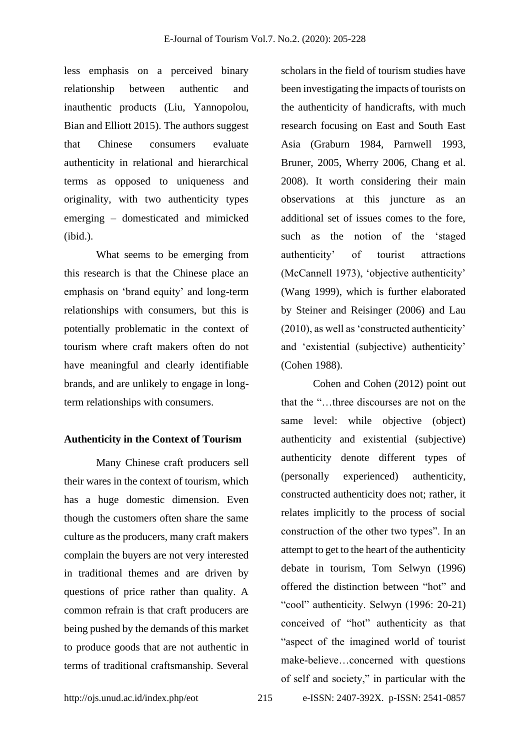less emphasis on a perceived binary relationship between authentic and inauthentic products (Liu, Yannopolou, Bian and Elliott 2015). The authors suggest that Chinese consumers evaluate authenticity in relational and hierarchical terms as opposed to uniqueness and originality, with two authenticity types emerging – domesticated and mimicked (ibid.).

What seems to be emerging from this research is that the Chinese place an emphasis on 'brand equity' and long-term relationships with consumers, but this is potentially problematic in the context of tourism where craft makers often do not have meaningful and clearly identifiable brands, and are unlikely to engage in long-term relationships with consumers.

**Authenticity in the Context of Tourism**

Many Chinese craft producers sell their wares in the context of tourism, which has a huge domestic dimension. Even though the customers often share the same culture as the producers, many craft makers complain the buyers are not very interested in traditional themes and are driven by questions of price rather than quality. A common refrain is that craft producers are being pushed by the demands of this market to produce goods that are not authentic in terms of traditional craftsmanship. Several scholars in the field of tourism studies have been investigating the impacts of tourists on the authenticity of handicrafts, with much research focusing on East and South East Asia (Graburn 1984, Parnwell 1993, Bruner, 2005, Wherry 2006, Chang et al. 2008). It worth considering their main observations at this juncture as an additional set of issues comes to the fore, such as the notion of the 'staged authenticity' of tourist attractions (McCannell 1973), 'objective authenticity' (Wang 1999), which is further elaborated by Steiner and Reisinger (2006) and Lau (2010), as well as 'constructed authenticity' and 'existential (subjective) authenticity' (Cohen 1988).

Cohen and Cohen (2012) point out that the "…three discourses are not on the same level: while objective (object) authenticity and existential (subjective) authenticity denote different types of (personally experienced) authenticity, constructed authenticity does not; rather, it relates implicitly to the process of social construction of the other two types". In an attempt to get to the heart of the authenticity debate in tourism, Tom Selwyn (1996) offered the distinction between "hot" and "cool" authenticity. Selwyn (1996: 20-21) conceived of "hot" authenticity as that "aspect of the imagined world of tourist make-believe…concerned with questions of self and society," in particular with the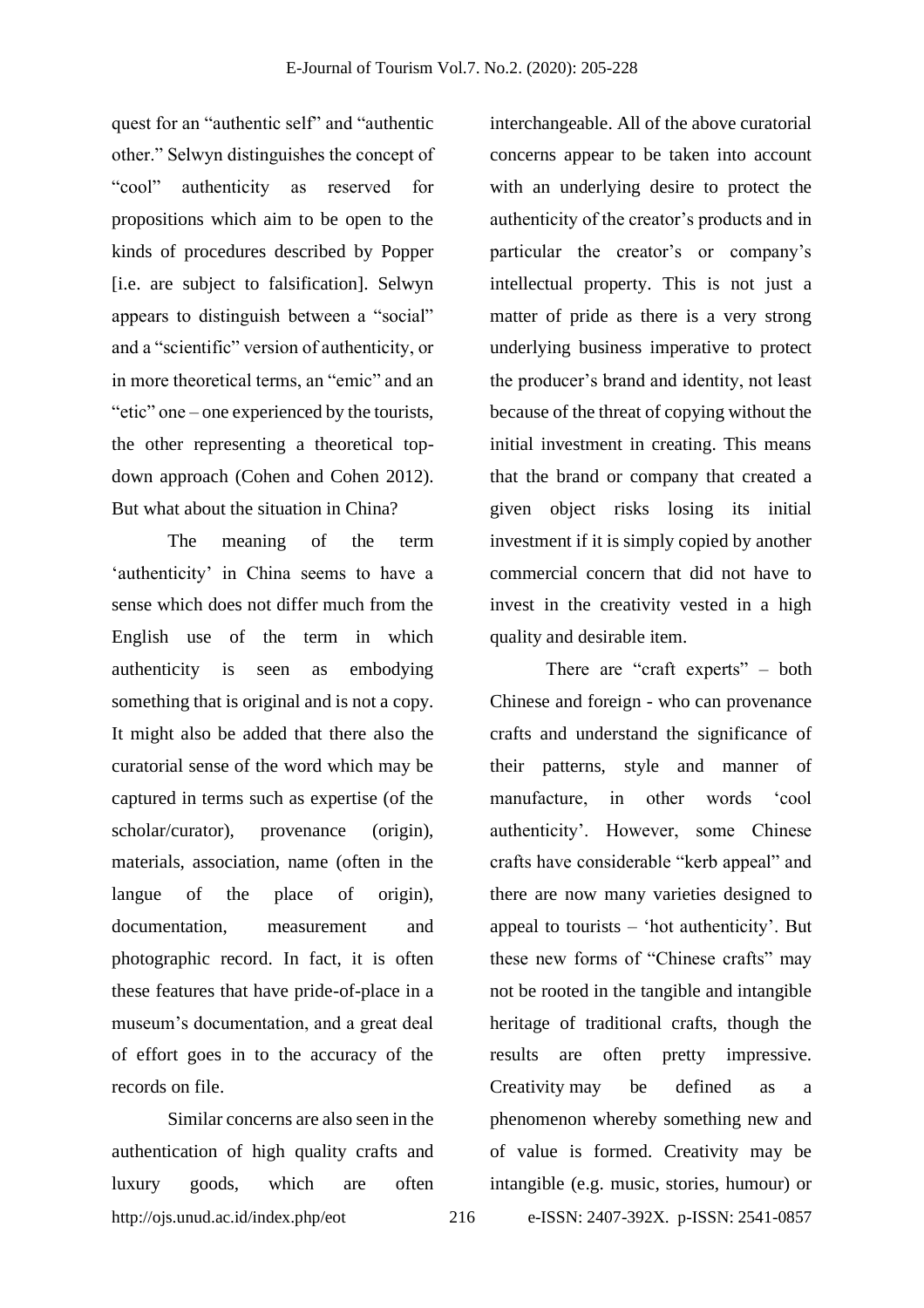quest for an "authentic self" and "authentic other." Selwyn distinguishes the concept of "cool" authenticity as reserved for propositions which aim to be open to the kinds of procedures described by Popper [i.e. are subject to falsification]. Selwyn appears to distinguish between a "social" and a "scientific" version of authenticity, or in more theoretical terms, an "emic" and an "etic" one – one experienced by the tourists, the other representing a theoretical top-down approach (Cohen and Cohen 2012). But what about the situation in China?

The meaning of the term 'authenticity' in China seems to have a sense which does not differ much from the English use of the term in which authenticity is seen as embodying something that is original and is not a copy. It might also be added that there also the curatorial sense of the word which may be captured in terms such as expertise (of the scholar/curator), provenance (origin), materials, association, name (often in the langue of the place of origin), documentation, measurement and photographic record. In fact, it is often these features that have pride-of-place in a museum's documentation, and a great deal of effort goes in to the accuracy of the records on file.

Similar concerns are also seen in the authentication of high quality crafts and luxury goods, which are often interchangeable. All of the above curatorial concerns appear to be taken into account with an underlying desire to protect the authenticity of the creator's products and in particular the creator's or company's intellectual property. This is not just a matter of pride as there is a very strong underlying business imperative to protect the producer's brand and identity, not least because of the threat of copying without the initial investment in creating. This means that the brand or company that created a given object risks losing its initial investment if it is simply copied by another commercial concern that did not have to invest in the creativity vested in a high quality and desirable item.

There are "craft experts" – both Chinese and foreign - who can provenance crafts and understand the significance of their patterns, style and manner of manufacture, in other words 'cool authenticity'. However, some Chinese crafts have considerable "kerb appeal" and there are now many varieties designed to appeal to tourists – 'hot authenticity'. But these new forms of "Chinese crafts" may not be rooted in the tangible and intangible heritage of traditional crafts, though the results are often pretty impressive. Creativity may be defined as a phenomenon whereby something new and of value is formed. Creativity may be intangible (e.g. music, stories, humour) or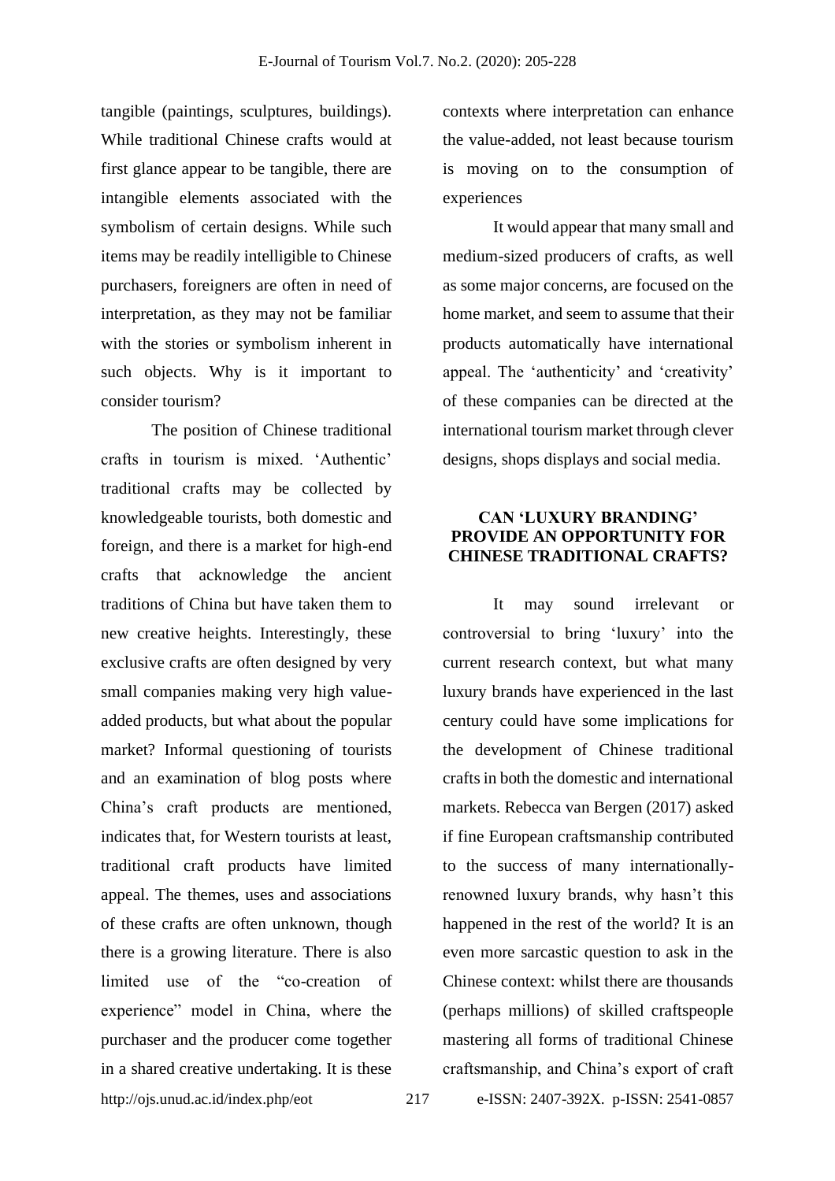tangible (paintings, sculptures, buildings). While traditional Chinese crafts would at first glance appear to be tangible, there are intangible elements associated with the symbolism of certain designs. While such items may be readily intelligible to Chinese purchasers, foreigners are often in need of interpretation, as they may not be familiar with the stories or symbolism inherent in such objects. Why is it important to consider tourism?

The position of Chinese traditional crafts in tourism is mixed. 'Authentic' traditional crafts may be collected by knowledgeable tourists, both domestic and foreign, and there is a market for high-end crafts that acknowledge the ancient traditions of China but have taken them to new creative heights. Interestingly, these exclusive crafts are often designed by very small companies making very high value-added products, but what about the popular market? Informal questioning of tourists and an examination of blog posts where China's craft products are mentioned, indicates that, for Western tourists at least, traditional craft products have limited appeal. The themes, uses and associations of these crafts are often unknown, though there is a growing literature. There is also limited use of the "co-creation of experience" model in China, where the purchaser and the producer come together in a shared creative undertaking. It is these contexts where interpretation can enhance the value-added, not least because tourism is moving on to the consumption of experiences

It would appear that many small and medium-sized producers of crafts, as well as some major concerns, are focused on the home market, and seem to assume that their products automatically have international appeal. The 'authenticity' and 'creativity' of these companies can be directed at the international tourism market through clever designs, shops displays and social media.

## CAN 'LUXURY BRANDING' PROVIDE AN OPPORTUNITY FOR CHINESE TRADITIONAL CRAFTS?

It may sound irrelevant or controversial to bring 'luxury' into the current research context, but what many luxury brands have experienced in the last century could have some implications for the development of Chinese traditional crafts in both the domestic and international markets. Rebecca van Bergen (2017) asked if fine European craftsmanship contributed to the success of many internationally-renowned luxury brands, why hasn't this happened in the rest of the world? It is an even more sarcastic question to ask in the Chinese context: whilst there are thousands (perhaps millions) of skilled craftspeople mastering all forms of traditional Chinese craftsmanship, and China's export of craft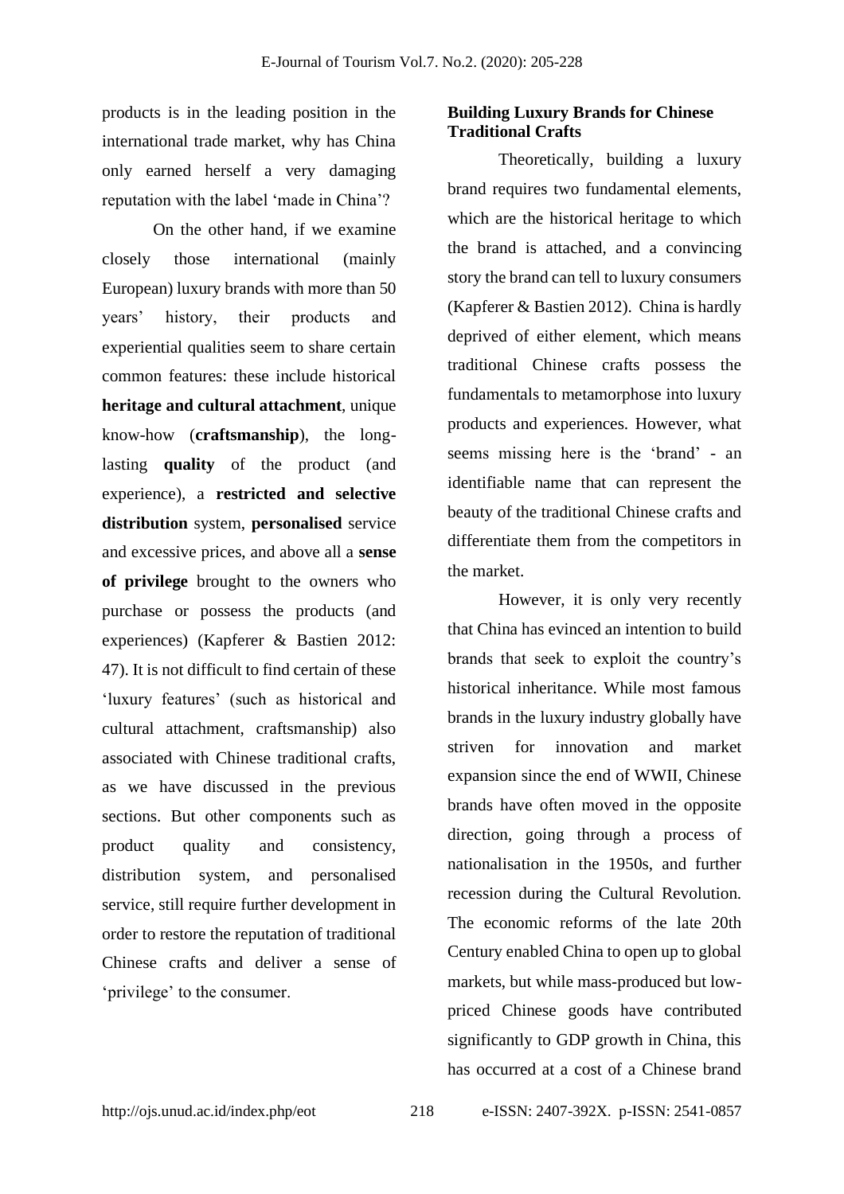products is in the leading position in the international trade market, why has China only earned herself a very damaging reputation with the label 'made in China'?

On the other hand, if we examine closely those international (mainly European) luxury brands with more than 50 years' history, their products and experiential qualities seem to share certain common features: these include historical **heritage and cultural attachment**, unique know-how (**craftsmanship**), the long-lasting **quality** of the product (and experience), a **restricted and selective distribution** system, **personalised** service and excessive prices, and above all a **sense of privilege** brought to the owners who purchase or possess the products (and experiences) (Kapferer & Bastien 2012: 47). It is not difficult to find certain of these 'luxury features' (such as historical and cultural attachment, craftsmanship) also associated with Chinese traditional crafts, as we have discussed in the previous sections. But other components such as product quality and consistency, distribution system, and personalised service, still require further development in order to restore the reputation of traditional Chinese crafts and deliver a sense of 'privilege' to the consumer.

### Building Luxury Brands for Chinese Traditional Crafts

Theoretically, building a luxury brand requires two fundamental elements, which are the historical heritage to which the brand is attached, and a convincing story the brand can tell to luxury consumers (Kapferer & Bastien 2012). China is hardly deprived of either element, which means traditional Chinese crafts possess the fundamentals to metamorphose into luxury products and experiences. However, what seems missing here is the 'brand' - an identifiable name that can represent the beauty of the traditional Chinese crafts and differentiate them from the competitors in the market.

However, it is only very recently that China has evinced an intention to build brands that seek to exploit the country's historical inheritance. While most famous brands in the luxury industry globally have striven for innovation and market expansion since the end of WWII, Chinese brands have often moved in the opposite direction, going through a process of nationalisation in the 1950s, and further recession during the Cultural Revolution. The economic reforms of the late 20th Century enabled China to open up to global markets, but while mass-produced but low-priced Chinese goods have contributed significantly to GDP growth in China, this has occurred at a cost of a Chinese brand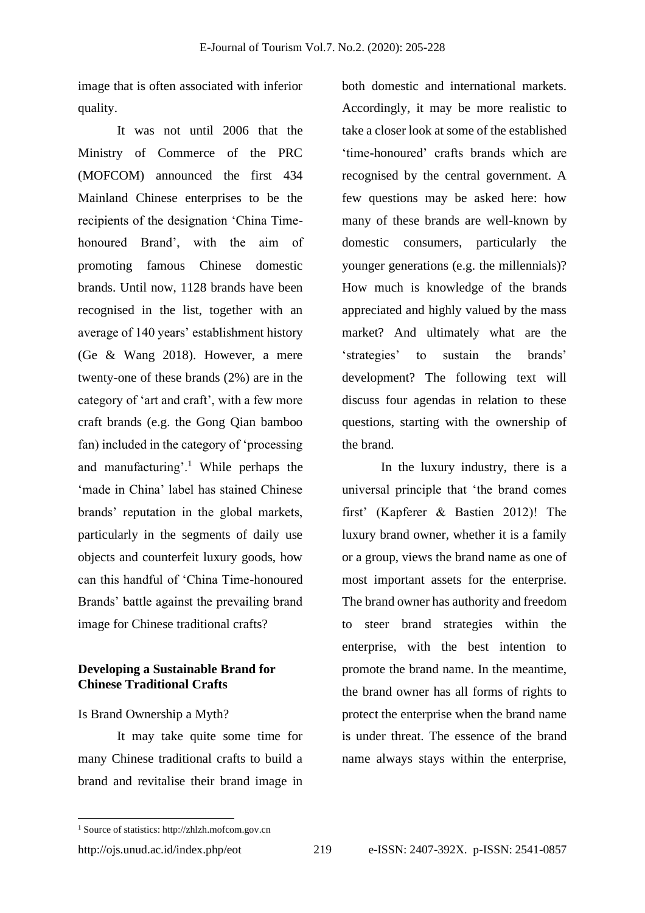image that is often associated with inferior quality.

It was not until 2006 that the Ministry of Commerce of the PRC (MOFCOM) announced the first 434 Mainland Chinese enterprises to be the recipients of the designation 'China Time-honoured Brand', with the aim of promoting famous Chinese domestic brands. Until now, 1128 brands have been recognised in the list, together with an average of 140 years' establishment history (Ge & Wang 2018). However, a mere twenty-one of these brands (2%) are in the category of 'art and craft', with a few more craft brands (e.g. the Gong Qian bamboo fan) included in the category of 'processing and manufacturing'.[1] While perhaps the 'made in China' label has stained Chinese brands' reputation in the global markets, particularly in the segments of daily use objects and counterfeit luxury goods, how can this handful of 'China Time-honoured Brands' battle against the prevailing brand image for Chinese traditional crafts?

## Developing a Sustainable Brand for Chinese Traditional Crafts

### Is Brand Ownership a Myth?

It may take quite some time for many Chinese traditional crafts to build a brand and revitalise their brand image in both domestic and international markets. Accordingly, it may be more realistic to take a closer look at some of the established 'time-honoured' crafts brands which are recognised by the central government. A few questions may be asked here: how many of these brands are well-known by domestic consumers, particularly the younger generations (e.g. the millennials)? How much is knowledge of the brands appreciated and highly valued by the mass market? And ultimately what are the 'strategies' to sustain the brands' development? The following text will discuss four agendas in relation to these questions, starting with the ownership of the brand.

In the luxury industry, there is a universal principle that 'the brand comes first' (Kapferer & Bastien 2012)! The luxury brand owner, whether it is a family or a group, views the brand name as one of most important assets for the enterprise. The brand owner has authority and freedom to steer brand strategies within the enterprise, with the best intention to promote the brand name. In the meantime, the brand owner has all forms of rights to protect the enterprise when the brand name is under threat. The essence of the brand name always stays within the enterprise,

[1] Source of statistics: http://zhlzh.mofcom.gov.cn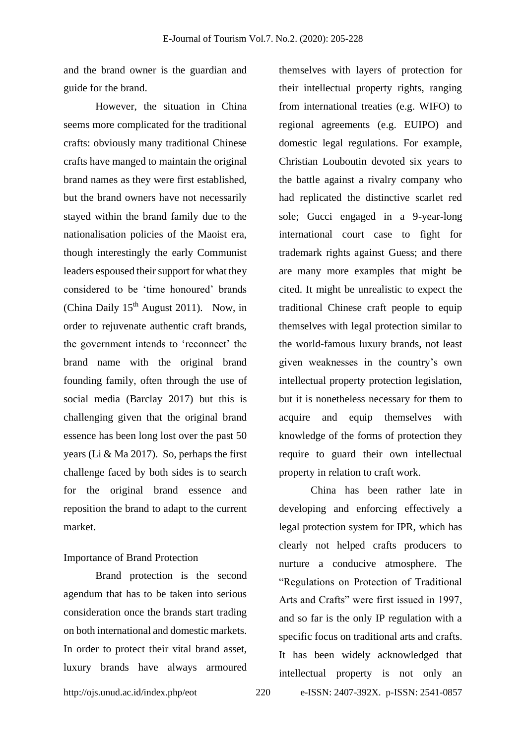and the brand owner is the guardian and guide for the brand.

However, the situation in China seems more complicated for the traditional crafts: obviously many traditional Chinese crafts have manged to maintain the original brand names as they were first established, but the brand owners have not necessarily stayed within the brand family due to the nationalisation policies of the Maoist era, though interestingly the early Communist leaders espoused their support for what they considered to be 'time honoured' brands (China Daily 15th August 2011). Now, in order to rejuvenate authentic craft brands, the government intends to 'reconnect' the brand name with the original brand founding family, often through the use of social media (Barclay 2017) but this is challenging given that the original brand essence has been long lost over the past 50 years (Li & Ma 2017). So, perhaps the first challenge faced by both sides is to search for the original brand essence and reposition the brand to adapt to the current market.

## Importance of Brand Protection

Brand protection is the second agendum that has to be taken into serious consideration once the brands start trading on both international and domestic markets. In order to protect their vital brand asset, luxury brands have always armoured themselves with layers of protection for their intellectual property rights, ranging from international treaties (e.g. WIFO) to regional agreements (e.g. EUIPO) and domestic legal regulations. For example, Christian Louboutin devoted six years to the battle against a rivalry company who had replicated the distinctive scarlet red sole; Gucci engaged in a 9-year-long international court case to fight for trademark rights against Guess; and there are many more examples that might be cited. It might be unrealistic to expect the traditional Chinese craft people to equip themselves with legal protection similar to the world-famous luxury brands, not least given weaknesses in the country's own intellectual property protection legislation, but it is nonetheless necessary for them to acquire and equip themselves with knowledge of the forms of protection they require to guard their own intellectual property in relation to craft work.

China has been rather late in developing and enforcing effectively a legal protection system for IPR, which has clearly not helped crafts producers to nurture a conducive atmosphere. The "Regulations on Protection of Traditional Arts and Crafts" were first issued in 1997, and so far is the only IP regulation with a specific focus on traditional arts and crafts. It has been widely acknowledged that intellectual property is not only an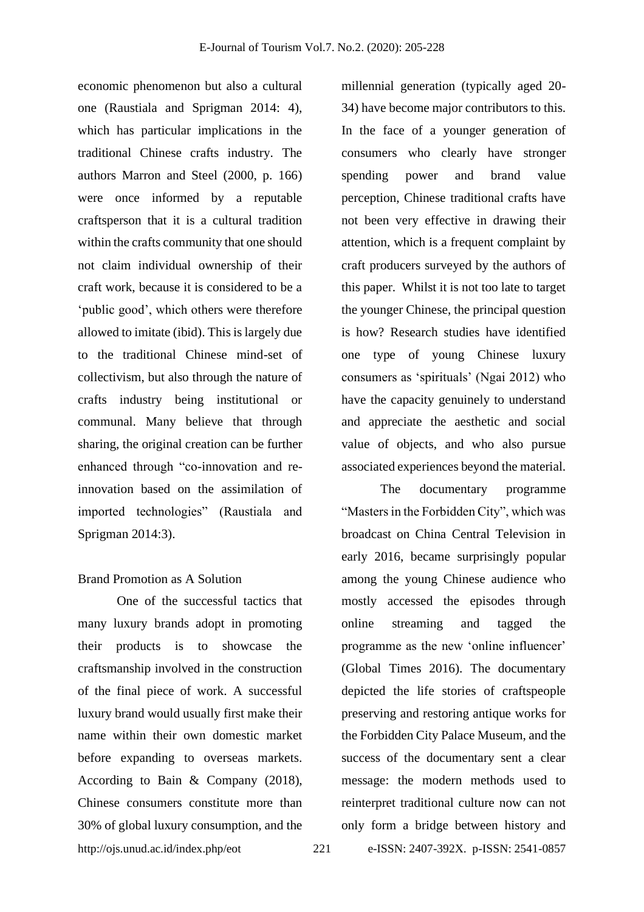economic phenomenon but also a cultural one (Raustiala and Sprigman 2014: 4), which has particular implications in the traditional Chinese crafts industry. The authors Marron and Steel (2000, p. 166) were once informed by a reputable craftsperson that it is a cultural tradition within the crafts community that one should not claim individual ownership of their craft work, because it is considered to be a 'public good', which others were therefore allowed to imitate (ibid). This is largely due to the traditional Chinese mind-set of collectivism, but also through the nature of crafts industry being institutional or communal. Many believe that through sharing, the original creation can be further enhanced through "co-innovation and re-innovation based on the assimilation of imported technologies" (Raustiala and Sprigman 2014:3).

## Brand Promotion as A Solution

One of the successful tactics that many luxury brands adopt in promoting their products is to showcase the craftsmanship involved in the construction of the final piece of work. A successful luxury brand would usually first make their name within their own domestic market before expanding to overseas markets. According to Bain & Company (2018), Chinese consumers constitute more than 30% of global luxury consumption, and the millennial generation (typically aged 20-34) have become major contributors to this. In the face of a younger generation of consumers who clearly have stronger spending power and brand value perception, Chinese traditional crafts have not been very effective in drawing their attention, which is a frequent complaint by craft producers surveyed by the authors of this paper. Whilst it is not too late to target the younger Chinese, the principal question is how? Research studies have identified one type of young Chinese luxury consumers as 'spirituals' (Ngai 2012) who have the capacity genuinely to understand and appreciate the aesthetic and social value of objects, and who also pursue associated experiences beyond the material.

The documentary programme "Masters in the Forbidden City", which was broadcast on China Central Television in early 2016, became surprisingly popular among the young Chinese audience who mostly accessed the episodes through online streaming and tagged the programme as the new 'online influencer' (Global Times 2016). The documentary depicted the life stories of craftspeople preserving and restoring antique works for the Forbidden City Palace Museum, and the success of the documentary sent a clear message: the modern methods used to reinterpret traditional culture now can not only form a bridge between history and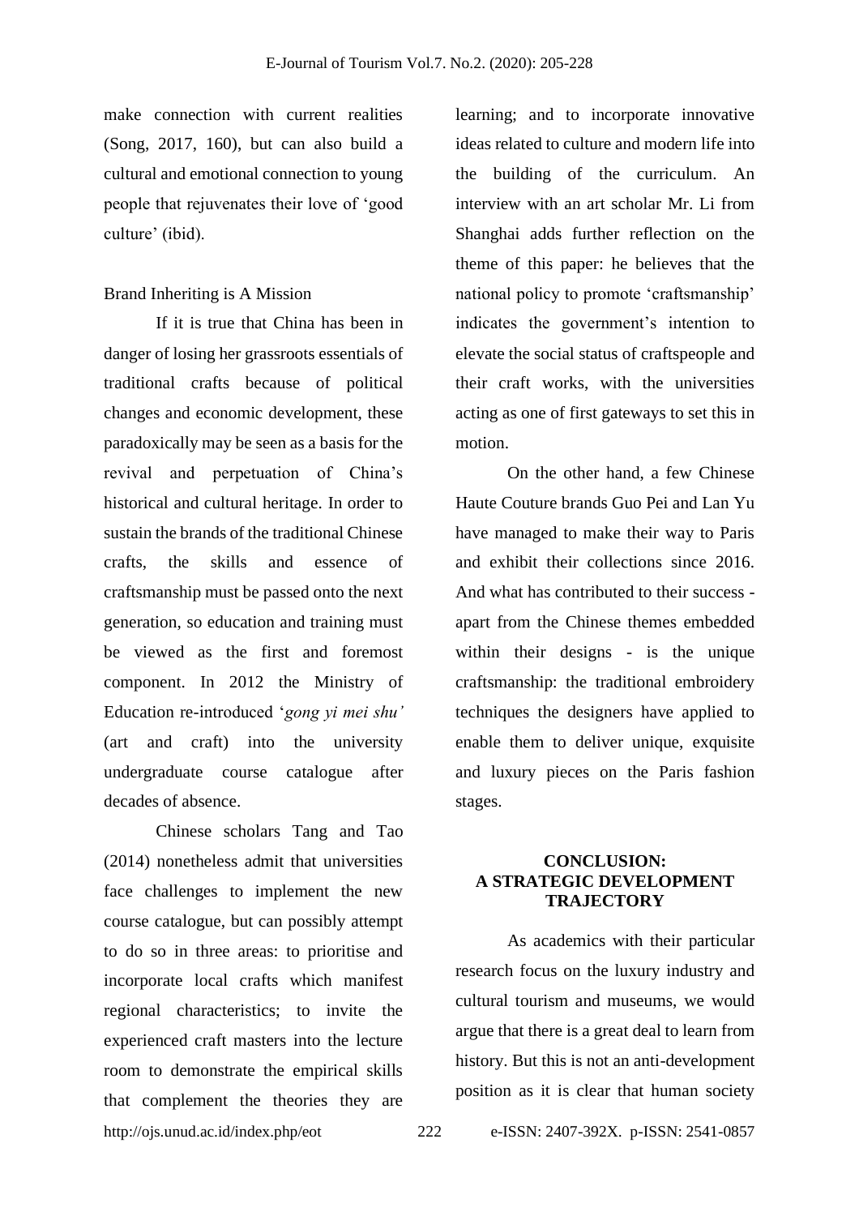make connection with current realities (Song, 2017, 160), but can also build a cultural and emotional connection to young people that rejuvenates their love of 'good culture' (ibid).

### Brand Inheriting is A Mission

If it is true that China has been in danger of losing her grassroots essentials of traditional crafts because of political changes and economic development, these paradoxically may be seen as a basis for the revival and perpetuation of China's historical and cultural heritage. In order to sustain the brands of the traditional Chinese crafts, the skills and essence of craftsmanship must be passed onto the next generation, so education and training must be viewed as the first and foremost component. In 2012 the Ministry of Education re-introduced '*gong yi mei shu'* (art and craft) into the university undergraduate course catalogue after decades of absence.

Chinese scholars Tang and Tao (2014) nonetheless admit that universities face challenges to implement the new course catalogue, but can possibly attempt to do so in three areas: to prioritise and incorporate local crafts which manifest regional characteristics; to invite the experienced craft masters into the lecture room to demonstrate the empirical skills that complement the theories they are learning; and to incorporate innovative ideas related to culture and modern life into the building of the curriculum. An interview with an art scholar Mr. Li from Shanghai adds further reflection on the theme of this paper: he believes that the national policy to promote 'craftsmanship' indicates the government's intention to elevate the social status of craftspeople and their craft works, with the universities acting as one of first gateways to set this in motion.

On the other hand, a few Chinese Haute Couture brands Guo Pei and Lan Yu have managed to make their way to Paris and exhibit their collections since 2016. And what has contributed to their success - apart from the Chinese themes embedded within their designs - is the unique craftsmanship: the traditional embroidery techniques the designers have applied to enable them to deliver unique, exquisite and luxury pieces on the Paris fashion stages.

## CONCLUSION: A STRATEGIC DEVELOPMENT TRAJECTORY

As academics with their particular research focus on the luxury industry and cultural tourism and museums, we would argue that there is a great deal to learn from history. But this is not an anti-development position as it is clear that human society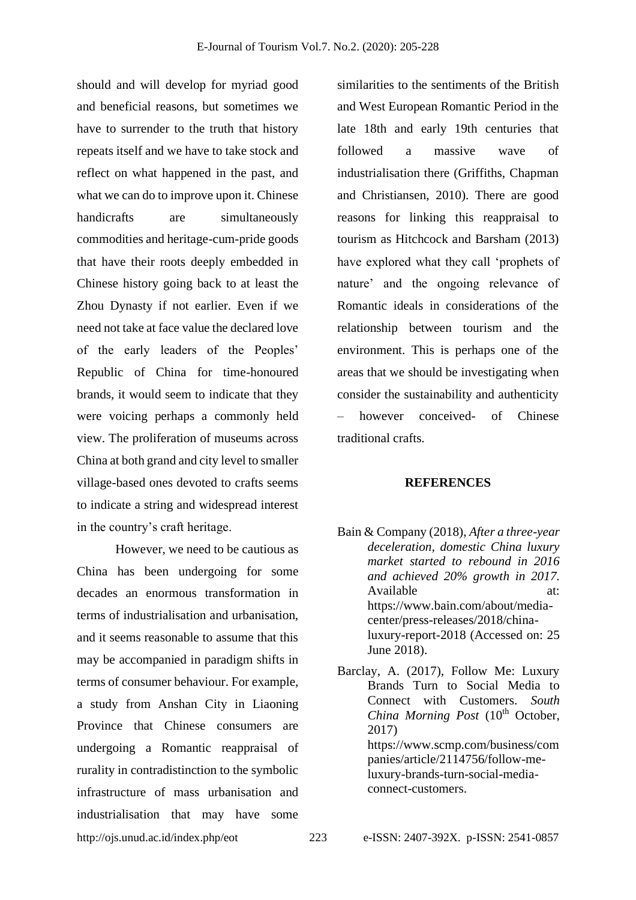should and will develop for myriad good and beneficial reasons, but sometimes we have to surrender to the truth that history repeats itself and we have to take stock and reflect on what happened in the past, and what we can do to improve upon it. Chinese handicrafts are simultaneously commodities and heritage-cum-pride goods that have their roots deeply embedded in Chinese history going back to at least the Zhou Dynasty if not earlier. Even if we need not take at face value the declared love of the early leaders of the Peoples' Republic of China for time-honoured brands, it would seem to indicate that they were voicing perhaps a commonly held view. The proliferation of museums across China at both grand and city level to smaller village-based ones devoted to crafts seems to indicate a string and widespread interest in the country's craft heritage.

However, we need to be cautious as China has been undergoing for some decades an enormous transformation in terms of industrialisation and urbanisation, and it seems reasonable to assume that this may be accompanied in paradigm shifts in terms of consumer behaviour. For example, a study from Anshan City in Liaoning Province that Chinese consumers are undergoing a Romantic reappraisal of rurality in contradistinction to the symbolic infrastructure of mass urbanisation and industrialisation that may have some similarities to the sentiments of the British and West European Romantic Period in the late 18th and early 19th centuries that followed a massive wave of industrialisation there (Griffiths, Chapman and Christiansen, 2010). There are good reasons for linking this reappraisal to tourism as Hitchcock and Barsham (2013) have explored what they call 'prophets of nature' and the ongoing relevance of Romantic ideals in considerations of the relationship between tourism and the environment. This is perhaps one of the areas that we should be investigating when consider the sustainability and authenticity – however conceived- of Chinese traditional crafts.

## REFERENCES

Bain & Company (2018), *After a three-year deceleration, domestic China luxury market started to rebound in 2016 and achieved 20% growth in 2017*. Available at: https://www.bain.com/about/media-center/press-releases/2018/china-luxury-report-2018 (Accessed on: 25 June 2018).

Barclay, A. (2017), Follow Me: Luxury Brands Turn to Social Media to Connect with Customers. *South China Morning Post* (10th October, 2017) https://www.scmp.com/business/companies/article/2114756/follow-me-luxury-brands-turn-social-media-connect-customers.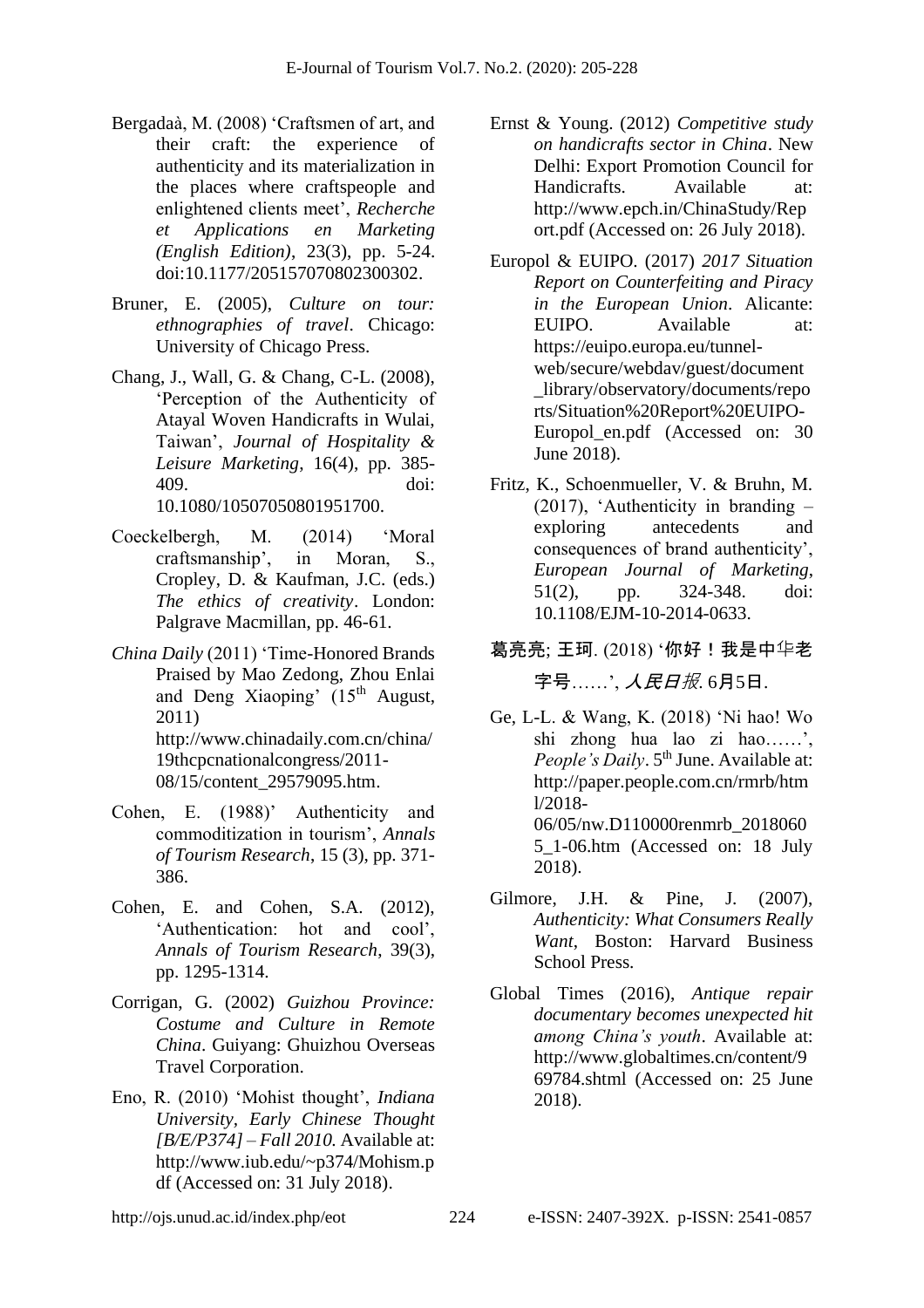Bergadaà, M. (2008) 'Craftsmen of art, and their craft: the experience of authenticity and its materialization in the places where craftspeople and enlightened clients meet', *Recherche et Applications en Marketing (English Edition)*, 23(3), pp. 5-24. doi:10.1177/205157070802300302.

Bruner, E. (2005), *Culture on tour: ethnographies of travel*. Chicago: University of Chicago Press.

Chang, J., Wall, G. & Chang, C-L. (2008), 'Perception of the Authenticity of Atayal Woven Handicrafts in Wulai, Taiwan', *Journal of Hospitality & Leisure Marketing*, 16(4), pp. 385-409. doi: 10.1080/10507050801951700.

Coeckelbergh, M. (2014) 'Moral craftsmanship', in Moran, S., Cropley, D. & Kaufman, J.C. (eds.) *The ethics of creativity*. London: Palgrave Macmillan, pp. 46-61.

*China Daily* (2011) 'Time-Honored Brands Praised by Mao Zedong, Zhou Enlai and Deng Xiaoping' (15th August, 2011) http://www.chinadaily.com.cn/china/19thcpcnationalcongress/2011-08/15/content_29579095.htm.

Cohen, E. (1988)' Authenticity and commoditization in tourism', *Annals of Tourism Research*, 15 (3), pp. 371-386.

Cohen, E. and Cohen, S.A. (2012), 'Authentication: hot and cool', *Annals of Tourism Research*, 39(3), pp. 1295-1314.

Corrigan, G. (2002) *Guizhou Province: Costume and Culture in Remote China*. Guiyang: Ghuizhou Overseas Travel Corporation.

Eno, R. (2010) 'Mohist thought', *Indiana University, Early Chinese Thought [B/E/P374] – Fall 2010.* Available at: http://www.iub.edu/~p374/Mohism.pdf (Accessed on: 31 July 2018).

Ernst & Young. (2012) *Competitive study on handicrafts sector in China*. New Delhi: Export Promotion Council for Handicrafts. Available at: http://www.epch.in/ChinaStudy/Report.pdf (Accessed on: 26 July 2018).

Europol & EUIPO. (2017) *2017 Situation Report on Counterfeiting and Piracy in the European Union*. Alicante: EUIPO. Available at: https://euipo.europa.eu/tunnel-web/secure/webdav/guest/document_library/observatory/documents/reports/Situation%20Report%20EUIPO-Europol_en.pdf (Accessed on: 30 June 2018).

Fritz, K., Schoenmueller, V. & Bruhn, M. (2017), 'Authenticity in branding – exploring antecedents and consequences of brand authenticity', *European Journal of Marketing*, 51(2), pp. 324-348. doi: 10.1108/EJM-10-2014-0633.

葛亮亮; 王珂. (2018) '你好！我是中华老字号……', *人民日报*. 6月5日.

Ge, L-L. & Wang, K. (2018) 'Ni hao! Wo shi zhong hua lao zi hao……', *People's Daily*. 5th June. Available at: http://paper.people.com.cn/rmrb/html/2018-06/05/nw.D110000renmrb_20180605_1-06.htm (Accessed on: 18 July 2018).

Gilmore, J.H. & Pine, J. (2007), *Authenticity: What Consumers Really Want*, Boston: Harvard Business School Press.

Global Times (2016), *Antique repair documentary becomes unexpected hit among China's youth*. Available at: http://www.globaltimes.cn/content/969784.shtml (Accessed on: 25 June 2018).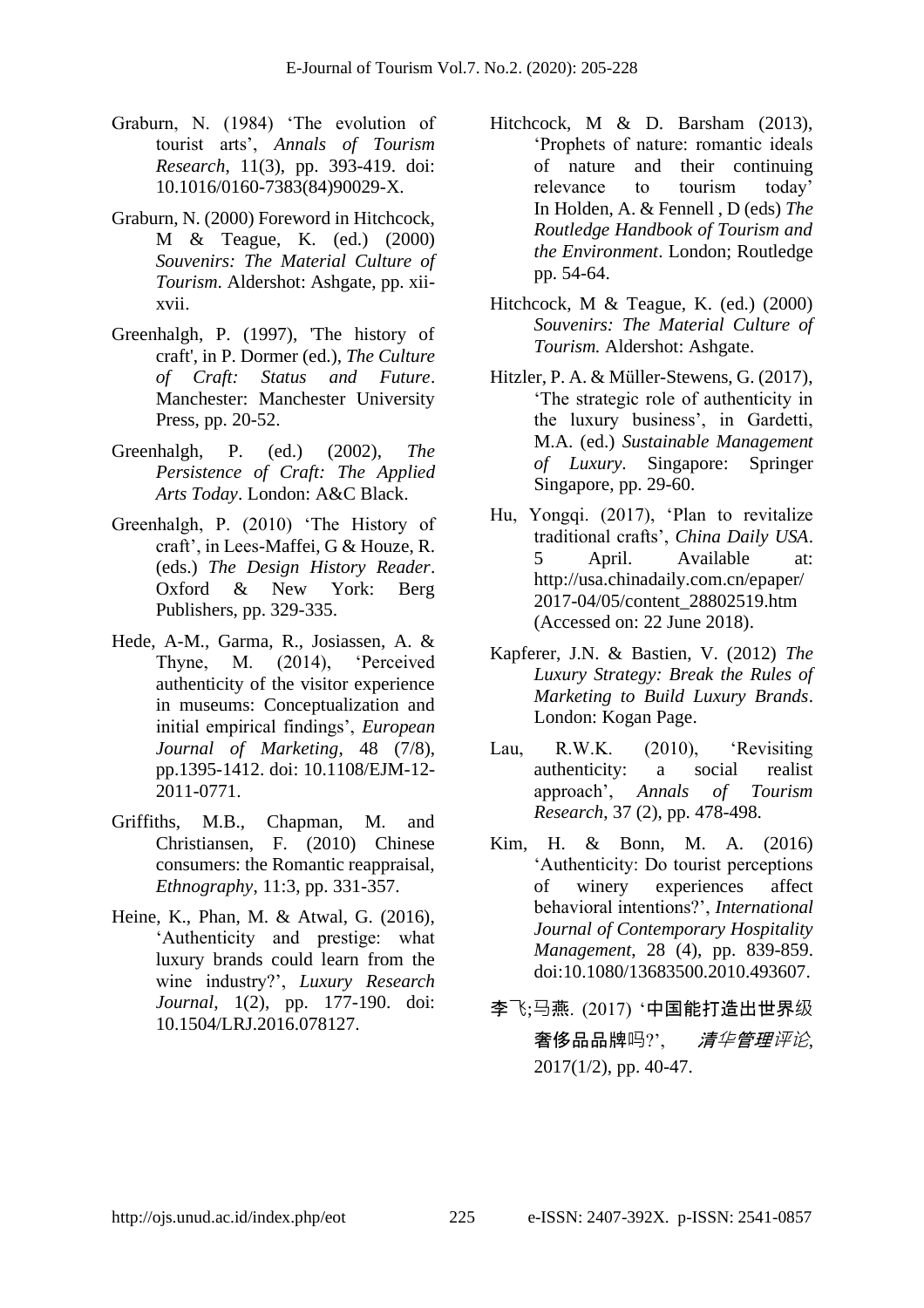Graburn, N. (1984) 'The evolution of tourist arts', *Annals of Tourism Research*, 11(3), pp. 393-419. doi: 10.1016/0160-7383(84)90029-X.

Graburn, N. (2000) Foreword in Hitchcock, M & Teague, K. (ed.) (2000) *Souvenirs: The Material Culture of Tourism*. Aldershot: Ashgate, pp. xii-xvii.

Greenhalgh, P. (1997), 'The history of craft', in P. Dormer (ed.), *The Culture of Craft: Status and Future*. Manchester: Manchester University Press, pp. 20-52.

Greenhalgh, P. (ed.) (2002), *The Persistence of Craft: The Applied Arts Today*. London: A&C Black.

Greenhalgh, P. (2010) 'The History of craft', in Lees-Maffei, G & Houze, R. (eds.) *The Design History Reader*. Oxford & New York: Berg Publishers, pp. 329-335.

Hede, A-M., Garma, R., Josiassen, A. & Thyne, M. (2014), 'Perceived authenticity of the visitor experience in museums: Conceptualization and initial empirical findings', *European Journal of Marketing*, 48 (7/8), pp.1395-1412. doi: 10.1108/EJM-12-2011-0771.

Griffiths, M.B., Chapman, M. and Christiansen, F. (2010) Chinese consumers: the Romantic reappraisal, *Ethnography*, 11:3, pp. 331-357.

Heine, K., Phan, M. & Atwal, G. (2016), 'Authenticity and prestige: what luxury brands could learn from the wine industry?', *Luxury Research Journal*, 1(2), pp. 177-190. doi: 10.1504/LRJ.2016.078127.

Hitchcock, M & D. Barsham (2013), 'Prophets of nature: romantic ideals of nature and their continuing relevance to tourism today' In Holden, A. & Fennell , D (eds) *The Routledge Handbook of Tourism and the Environment*. London; Routledge pp. 54-64.

Hitchcock, M & Teague, K. (ed.) (2000) *Souvenirs: The Material Culture of Tourism.* Aldershot: Ashgate.

Hitzler, P. A. & Müller-Stewens, G. (2017), 'The strategic role of authenticity in the luxury business', in Gardetti, M.A. (ed.) *Sustainable Management of Luxury*. Singapore: Springer Singapore, pp. 29-60.

Hu, Yongqi. (2017), 'Plan to revitalize traditional crafts', *China Daily USA*. 5 April. Available at: http://usa.chinadaily.com.cn/epaper/2017-04/05/content_28802519.htm (Accessed on: 22 June 2018).

Kapferer, J.N. & Bastien, V. (2012) *The Luxury Strategy: Break the Rules of Marketing to Build Luxury Brands*. London: Kogan Page.

Lau, R.W.K. (2010), 'Revisiting authenticity: a social realist approach', *Annals of Tourism Research*, 37 (2), pp. 478-498.

Kim, H. & Bonn, M. A. (2016) 'Authenticity: Do tourist perceptions of winery experiences affect behavioral intentions?', *International Journal of Contemporary Hospitality Management*, 28 (4), pp. 839-859. doi:10.1080/13683500.2010.493607.

李飞;马燕. (2017) '中国能打造出世界级奢侈品品牌吗?', *清华管理评论*, 2017(1/2), pp. 40-47.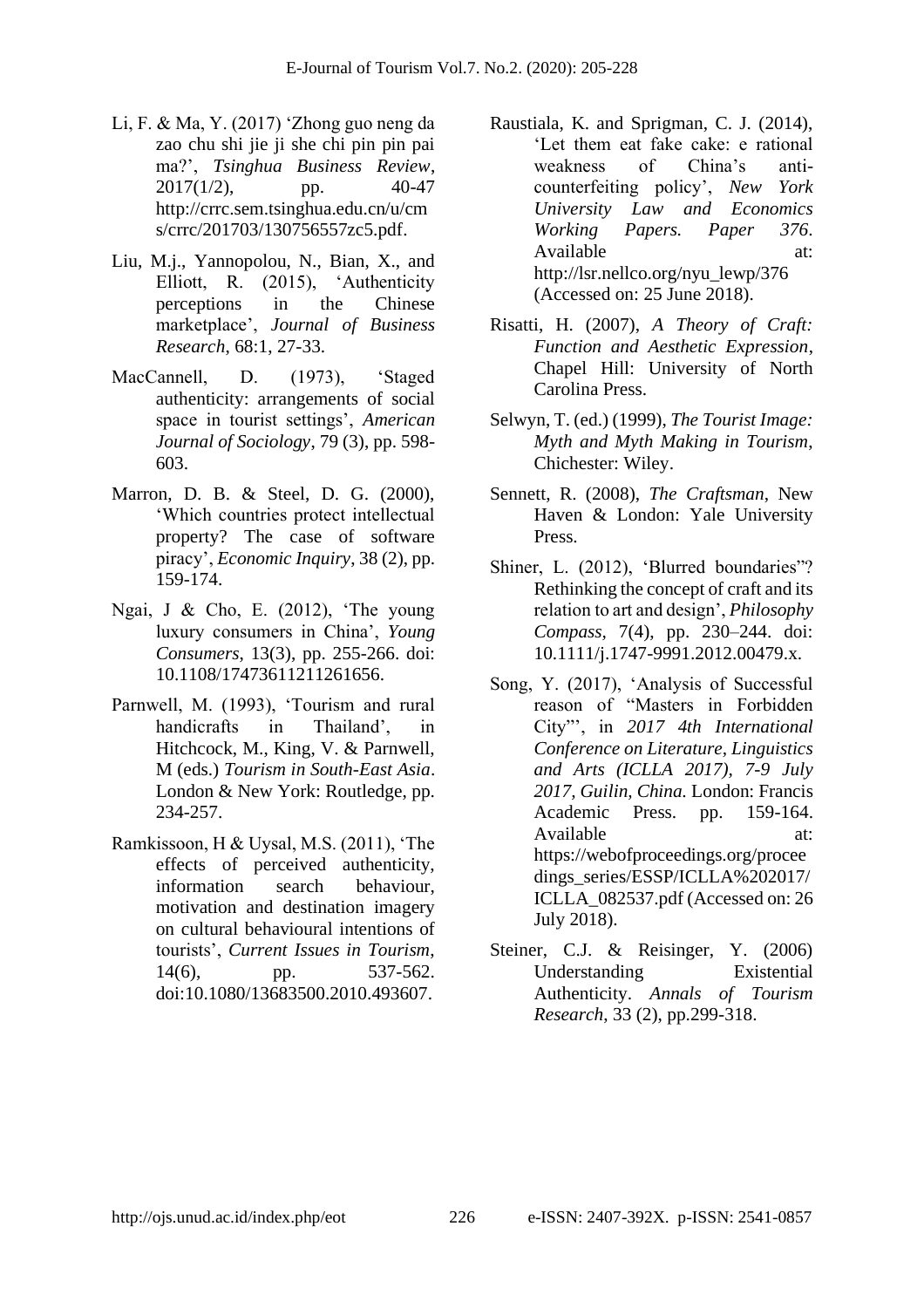Li, F. & Ma, Y. (2017) 'Zhong guo neng da zao chu shi jie ji she chi pin pin pai ma?', *Tsinghua Business Review*, 2017(1/2), pp. 40-47 http://crrc.sem.tsinghua.edu.cn/u/cms/crrc/201703/130756557zc5.pdf.

Liu, M.j., Yannopolou, N., Bian, X., and Elliott, R. (2015), 'Authenticity perceptions in the Chinese marketplace', *Journal of Business Research*, 68:1, 27-33.

MacCannell, D. (1973), 'Staged authenticity: arrangements of social space in tourist settings', *American Journal of Sociology*, 79 (3), pp. 598-603.

Marron, D. B. & Steel, D. G. (2000), 'Which countries protect intellectual property? The case of software piracy', *Economic Inquiry*, 38 (2), pp. 159-174.

Ngai, J & Cho, E. (2012), 'The young luxury consumers in China', *Young Consumers*, 13(3), pp. 255-266. doi: 10.1108/17473611211261656.

Parnwell, M. (1993), 'Tourism and rural handicrafts in Thailand', in Hitchcock, M., King, V. & Parnwell, M (eds.) *Tourism in South-East Asia*. London & New York: Routledge, pp. 234-257.

Ramkissoon, H & Uysal, M.S. (2011), 'The effects of perceived authenticity, information search behaviour, motivation and destination imagery on cultural behavioural intentions of tourists', *Current Issues in Tourism*, 14(6), pp. 537-562. doi:10.1080/13683500.2010.493607.

Raustiala, K. and Sprigman, C. J. (2014), 'Let them eat fake cake: e rational weakness of China's anti-counterfeiting policy', *New York University Law and Economics Working Papers. Paper 376*. Available at: http://lsr.nellco.org/nyu_lewp/376 (Accessed on: 25 June 2018).

Risatti, H. (2007), *A Theory of Craft: Function and Aesthetic Expression*, Chapel Hill: University of North Carolina Press.

Selwyn, T. (ed.) (1999), *The Tourist Image: Myth and Myth Making in Tourism*, Chichester: Wiley.

Sennett, R. (2008), *The Craftsman*, New Haven & London: Yale University Press.

Shiner, L. (2012), 'Blurred boundaries"? Rethinking the concept of craft and its relation to art and design', *Philosophy Compass*, 7(4), pp. 230–244. doi: 10.1111/j.1747-9991.2012.00479.x.

Song, Y. (2017), 'Analysis of Successful reason of "Masters in Forbidden City"', in *2017 4th International Conference on Literature, Linguistics and Arts (ICLLA 2017), 7-9 July 2017, Guilin, China.* London: Francis Academic Press. pp. 159-164. Available at: https://webofproceedings.org/proceedings_series/ESSP/ICLLA%202017/ICLLA_082537.pdf (Accessed on: 26 July 2018).

Steiner, C.J. & Reisinger, Y. (2006) Understanding Existential Authenticity. *Annals of Tourism Research*, 33 (2), pp.299-318.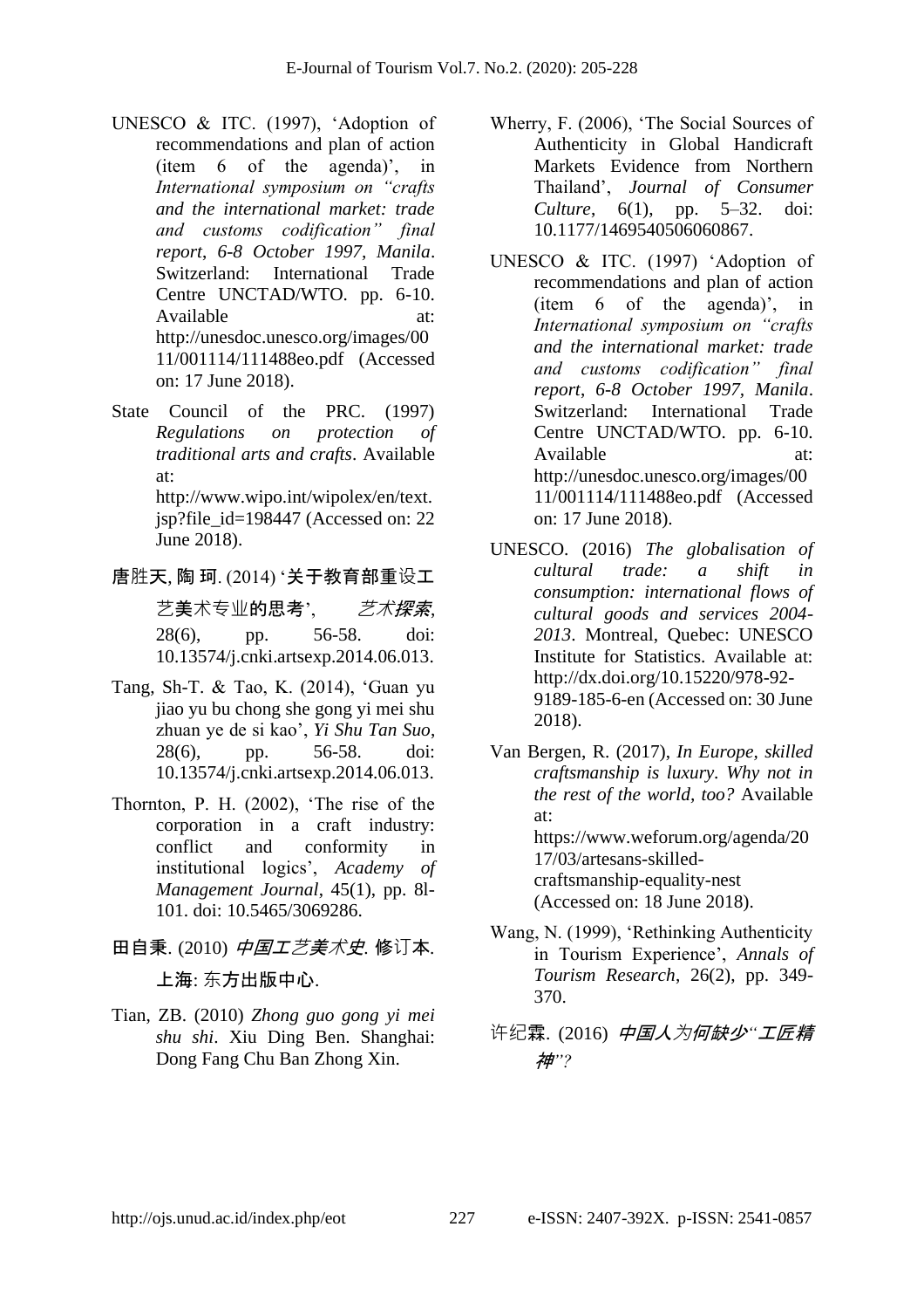UNESCO & ITC. (1997), 'Adoption of recommendations and plan of action (item 6 of the agenda)', in *International symposium on "crafts and the international market: trade and customs codification" final report, 6-8 October 1997, Manila*. Switzerland: International Trade Centre UNCTAD/WTO. pp. 6-10. Available at: http://unesdoc.unesco.org/images/0011/001114/111488eo.pdf (Accessed on: 17 June 2018).

State Council of the PRC. (1997) *Regulations on protection of traditional arts and crafts*. Available at: http://www.wipo.int/wipolex/en/text.jsp?file_id=198447 (Accessed on: 22 June 2018).

唐胜天, 陶 珂. (2014) '关于教育部重设工艺美术专业的思考', *艺术探索*, 28(6), pp. 56-58. doi: 10.13574/j.cnki.artsexp.2014.06.013.

Tang, Sh-T. & Tao, K. (2014), 'Guan yu jiao yu bu chong she gong yi mei shu zhuan ye de si kao', *Yi Shu Tan Suo*, 28(6), pp. 56-58. doi: 10.13574/j.cnki.artsexp.2014.06.013.

Thornton, P. H. (2002), 'The rise of the corporation in a craft industry: conflict and conformity in institutional logics', *Academy of Management Journal*, 45(1), pp. 8l-101. doi: 10.5465/3069286.

田自秉. (2010) *中国工艺美术史*. 修订本. 上海: 东方出版中心.

Tian, ZB. (2010) *Zhong guo gong yi mei shu shi*. Xiu Ding Ben. Shanghai: Dong Fang Chu Ban Zhong Xin.

Wherry, F. (2006), 'The Social Sources of Authenticity in Global Handicraft Markets Evidence from Northern Thailand', *Journal of Consumer Culture*, 6(1), pp. 5–32. doi: 10.1177/1469540506060867.

UNESCO & ITC. (1997) 'Adoption of recommendations and plan of action (item 6 of the agenda)', in *International symposium on "crafts and the international market: trade and customs codification" final report, 6-8 October 1997, Manila*. Switzerland: International Trade Centre UNCTAD/WTO. pp. 6-10. Available at: http://unesdoc.unesco.org/images/0011/001114/111488eo.pdf (Accessed on: 17 June 2018).

UNESCO. (2016) *The globalisation of cultural trade: a shift in consumption: international flows of cultural goods and services 2004-2013*. Montreal, Quebec: UNESCO Institute for Statistics. Available at: http://dx.doi.org/10.15220/978-92-9189-185-6-en (Accessed on: 30 June 2018).

Van Bergen, R. (2017), *In Europe, skilled craftsmanship is luxury. Why not in the rest of the world, too?* Available at: https://www.weforum.org/agenda/2017/03/artesans-skilled-craftsmanship-equality-nest (Accessed on: 18 June 2018).

Wang, N. (1999), 'Rethinking Authenticity in Tourism Experience', *Annals of Tourism Research*, 26(2), pp. 349-370.

许纪霖. (2016) *中国人为何缺少"工匠精神"?*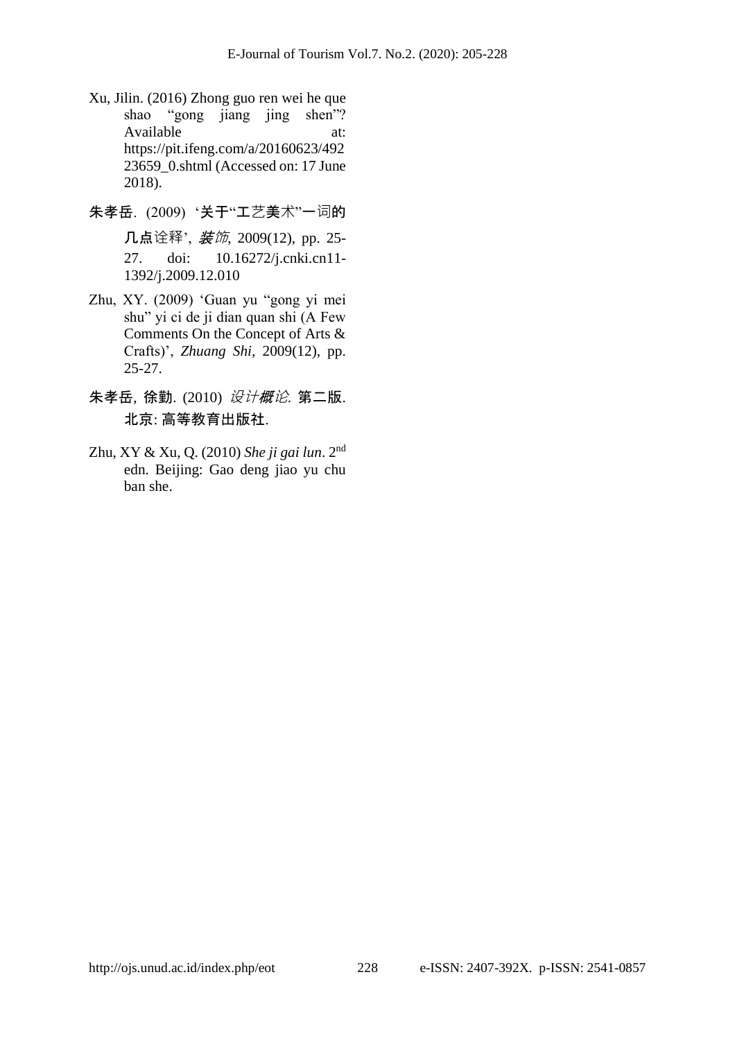Xu, Jilin. (2016) Zhong guo ren wei he que shao “gong jiang jing shen”? Available at: https://pit.ifeng.com/a/20160623/49223659_0.shtml (Accessed on: 17 June 2018).

朱孝岳. (2009) ‘关于“工艺美术”一词的几点诠释’, *装饰*, 2009(12), pp. 25-27. doi: 10.16272/j.cnki.cn11-1392/j.2009.12.010

Zhu, XY. (2009) ‘Guan yu “gong yi mei shu” yi ci de ji dian quan shi (A Few Comments On the Concept of Arts & Crafts)’, *Zhuang Shi*, 2009(12), pp. 25-27.

朱孝岳, 徐勤. (2010) *设计概论*. 第二版. 北京: 高等教育出版社.

Zhu, XY & Xu, Q. (2010) *She ji gai lun*. 2nd edn. Beijing: Gao deng jiao yu chu ban she.